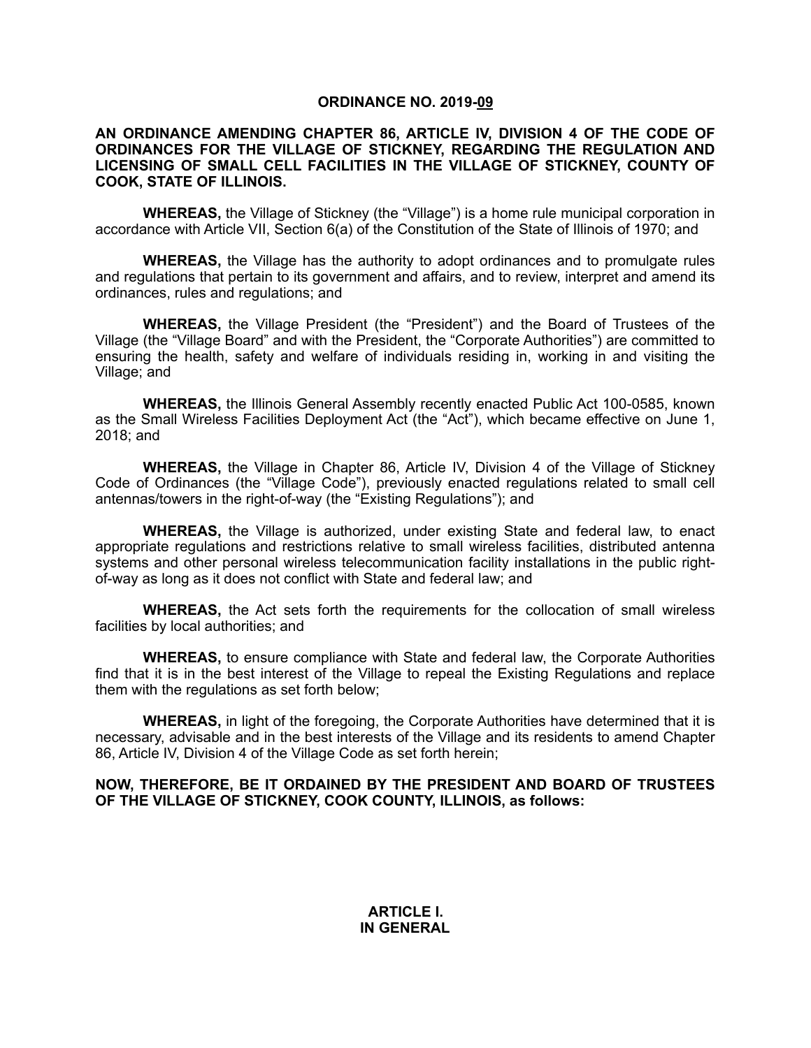# ORDINANCE NO. 2019-<u>09</u>

**AN ORDINANCE AMENDING CHAPTER 86, ARTICLE IV, DIVISION 4 OF THE CODE OF ORDINANCES FOR THE VILLAGE OF STICKNEY, REGARDING THE REGULATION AND LICENSING OF SMALL CELL FACILITIES IN THE VILLAGE OF STICKNEY, COUNTY OF COOK, STATE OF ILLINOIS.**

**WHEREAS,** the Village of Stickney (the "Village") is a home rule municipal corporation in accordance with Article VII, Section 6(a) of the Constitution of the State of Illinois of 1970; and

**WHEREAS,** the Village has the authority to adopt ordinances and to promulgate rules and regulations that pertain to its government and affairs, and to review, interpret and amend its ordinances, rules and regulations; and

**WHEREAS,** the Village President (the "President") and the Board of Trustees of the Village (the "Village Board" and with the President, the "Corporate Authorities") are committed to ensuring the health, safety and welfare of individuals residing in, working in and visiting the Village; and

**WHEREAS,** the Illinois General Assembly recently enacted Public Act 100-0585, known as the Small Wireless Facilities Deployment Act (the "Act"), which became effective on June 1, 2018; and

**WHEREAS,** the Village in Chapter 86, Article IV, Division 4 of the Village of Stickney Code of Ordinances (the "Village Code"), previously enacted regulations related to small cell antennas/towers in the right-of-way (the "Existing Regulations"); and

**WHEREAS,** the Village is authorized, under existing State and federal law, to enact appropriate regulations and restrictions relative to small wireless facilities, distributed antenna systems and other personal wireless telecommunication facility installations in the public right-of-way as long as it does not conflict with State and federal law; and

**WHEREAS,** the Act sets forth the requirements for the collocation of small wireless facilities by local authorities; and

**WHEREAS,** to ensure compliance with State and federal law, the Corporate Authorities find that it is in the best interest of the Village to repeal the Existing Regulations and replace them with the regulations as set forth below;

**WHEREAS,** in light of the foregoing, the Corporate Authorities have determined that it is necessary, advisable and in the best interests of the Village and its residents to amend Chapter 86, Article IV, Division 4 of the Village Code as set forth herein;

**NOW, THEREFORE, BE IT ORDAINED BY THE PRESIDENT AND BOARD OF TRUSTEES OF THE VILLAGE OF STICKNEY, COOK COUNTY, ILLINOIS, as follows:**

## ARTICLE I.
## IN GENERAL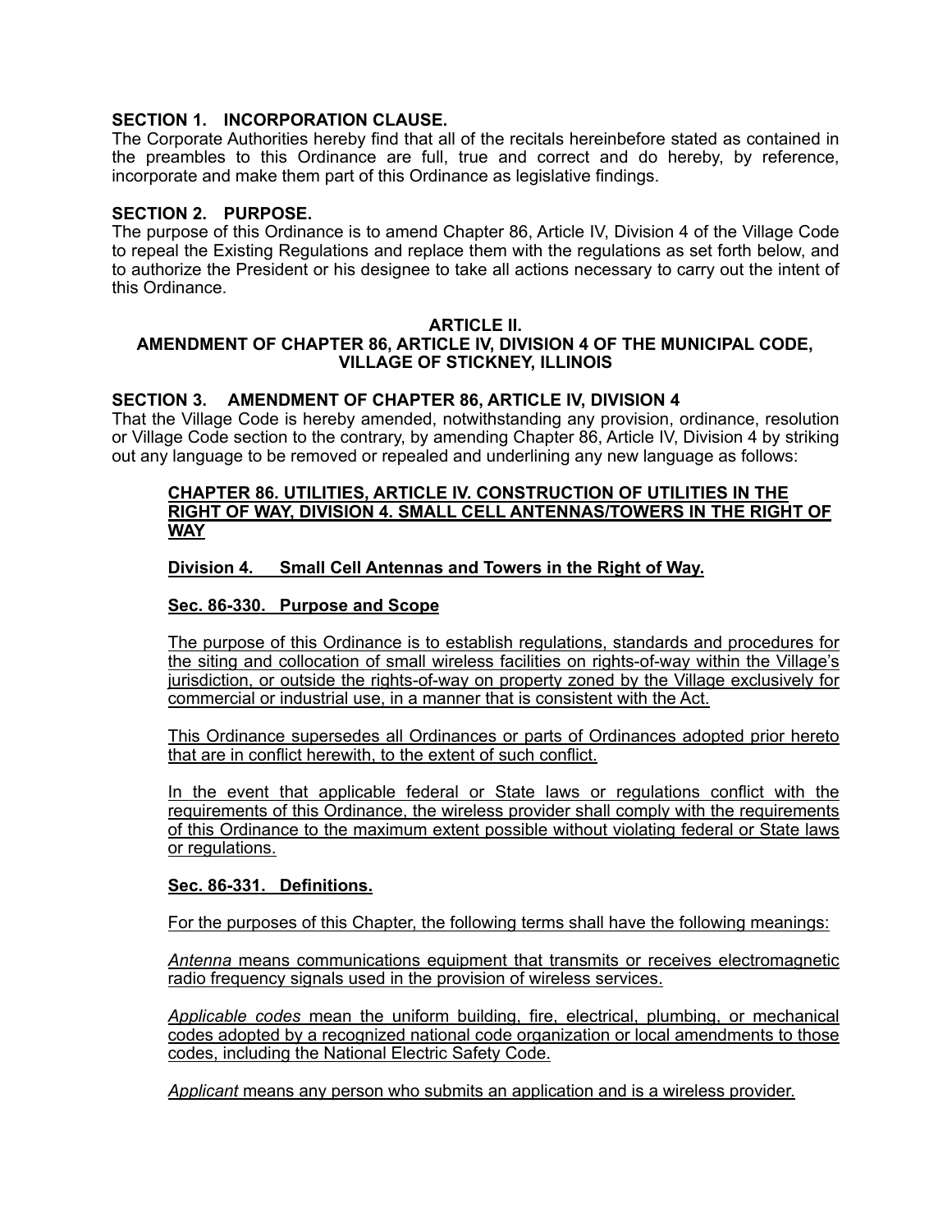**SECTION 1. INCORPORATION CLAUSE.**
The Corporate Authorities hereby find that all of the recitals hereinbefore stated as contained in the preambles to this Ordinance are full, true and correct and do hereby, by reference, incorporate and make them part of this Ordinance as legislative findings.

**SECTION 2. PURPOSE.**
The purpose of this Ordinance is to amend Chapter 86, Article IV, Division 4 of the Village Code to repeal the Existing Regulations and replace them with the regulations as set forth below, and to authorize the President or his designee to take all actions necessary to carry out the intent of this Ordinance.

**ARTICLE II.**
**AMENDMENT OF CHAPTER 86, ARTICLE IV, DIVISION 4 OF THE MUNICIPAL CODE, VILLAGE OF STICKNEY, ILLINOIS**

**SECTION 3. AMENDMENT OF CHAPTER 86, ARTICLE IV, DIVISION 4**
That the Village Code is hereby amended, notwithstanding any provision, ordinance, resolution or Village Code section to the contrary, by amending Chapter 86, Article IV, Division 4 by striking out any language to be removed or repealed and underlining any new language as follows:

**CHAPTER 86. UTILITIES, ARTICLE IV. CONSTRUCTION OF UTILITIES IN THE RIGHT OF WAY, DIVISION 4. SMALL CELL ANTENNAS/TOWERS IN THE RIGHT OF WAY**

**Division 4. Small Cell Antennas and Towers in the Right of Way.**

**Sec. 86-330. Purpose and Scope**

The purpose of this Ordinance is to establish regulations, standards and procedures for the siting and collocation of small wireless facilities on rights-of-way within the Village's jurisdiction, or outside the rights-of-way on property zoned by the Village exclusively for commercial or industrial use, in a manner that is consistent with the Act.

This Ordinance supersedes all Ordinances or parts of Ordinances adopted prior hereto that are in conflict herewith, to the extent of such conflict.

In the event that applicable federal or State laws or regulations conflict with the requirements of this Ordinance, the wireless provider shall comply with the requirements of this Ordinance to the maximum extent possible without violating federal or State laws or regulations.

**Sec. 86-331. Definitions.**

For the purposes of this Chapter, the following terms shall have the following meanings:

*Antenna* means communications equipment that transmits or receives electromagnetic radio frequency signals used in the provision of wireless services.

*Applicable codes* mean the uniform building, fire, electrical, plumbing, or mechanical codes adopted by a recognized national code organization or local amendments to those codes, including the National Electric Safety Code.

*Applicant* means any person who submits an application and is a wireless provider.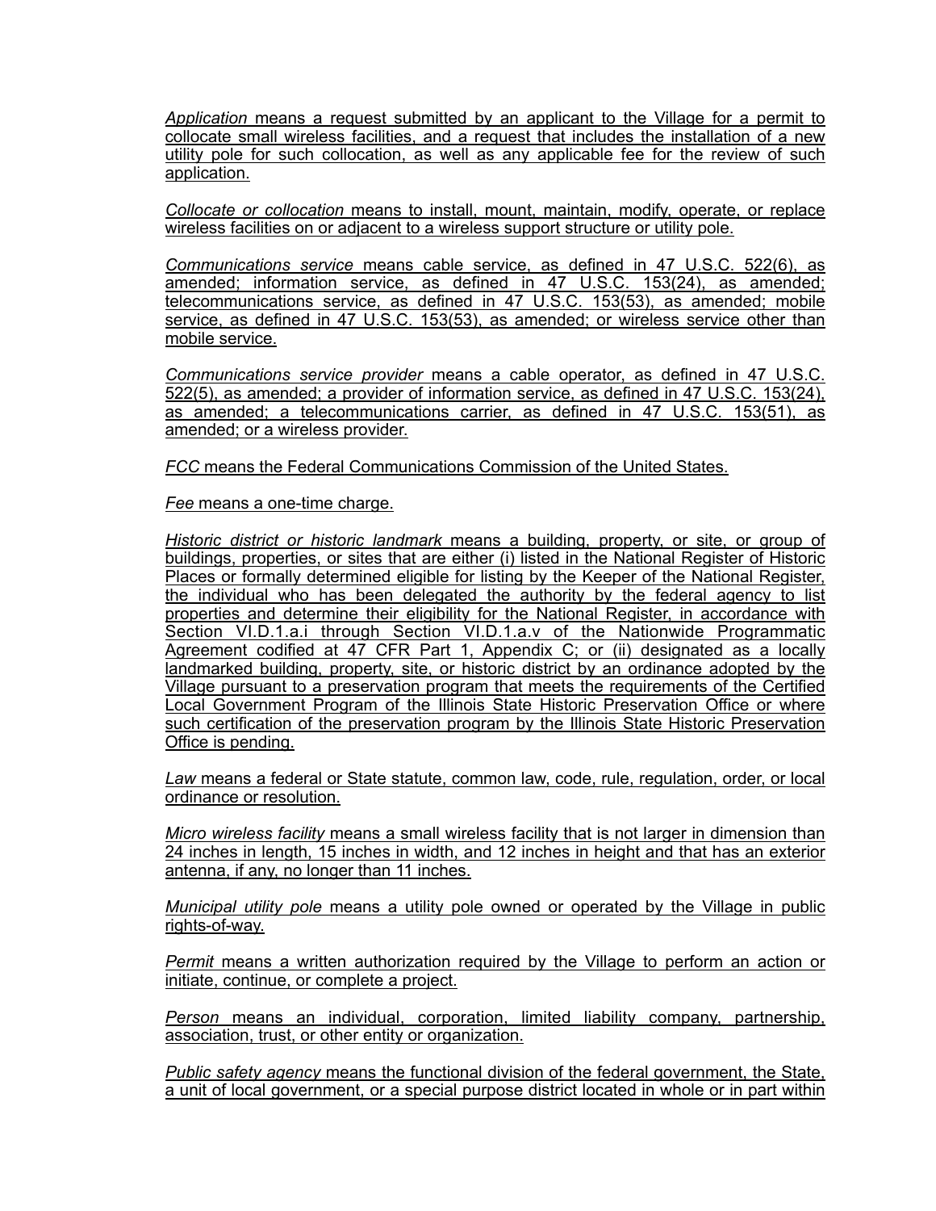*Application* means a request submitted by an applicant to the Village for a permit to collocate small wireless facilities, and a request that includes the installation of a new utility pole for such collocation, as well as any applicable fee for the review of such application.

*Collocate or collocation* means to install, mount, maintain, modify, operate, or replace wireless facilities on or adjacent to a wireless support structure or utility pole.

*Communications service* means cable service, as defined in 47 U.S.C. 522(6), as amended; information service, as defined in 47 U.S.C. 153(24), as amended; telecommunications service, as defined in 47 U.S.C. 153(53), as amended; mobile service, as defined in 47 U.S.C. 153(53), as amended; or wireless service other than mobile service.

*Communications service provider* means a cable operator, as defined in 47 U.S.C. 522(5), as amended; a provider of information service, as defined in 47 U.S.C. 153(24), as amended; a telecommunications carrier, as defined in 47 U.S.C. 153(51), as amended; or a wireless provider.

*FCC* means the Federal Communications Commission of the United States.

*Fee* means a one-time charge.

*Historic district or historic landmark* means a building, property, or site, or group of buildings, properties, or sites that are either (i) listed in the National Register of Historic Places or formally determined eligible for listing by the Keeper of the National Register, the individual who has been delegated the authority by the federal agency to list properties and determine their eligibility for the National Register, in accordance with Section VI.D.1.a.i through Section VI.D.1.a.v of the Nationwide Programmatic Agreement codified at 47 CFR Part 1, Appendix C; or (ii) designated as a locally landmarked building, property, site, or historic district by an ordinance adopted by the Village pursuant to a preservation program that meets the requirements of the Certified Local Government Program of the Illinois State Historic Preservation Office or where such certification of the preservation program by the Illinois State Historic Preservation Office is pending.

*Law* means a federal or State statute, common law, code, rule, regulation, order, or local ordinance or resolution.

*Micro wireless facility* means a small wireless facility that is not larger in dimension than 24 inches in length, 15 inches in width, and 12 inches in height and that has an exterior antenna, if any, no longer than 11 inches.

*Municipal utility pole* means a utility pole owned or operated by the Village in public rights-of-way.

*Permit* means a written authorization required by the Village to perform an action or initiate, continue, or complete a project.

*Person* means an individual, corporation, limited liability company, partnership, association, trust, or other entity or organization.

*Public safety agency* means the functional division of the federal government, the State, a unit of local government, or a special purpose district located in whole or in part within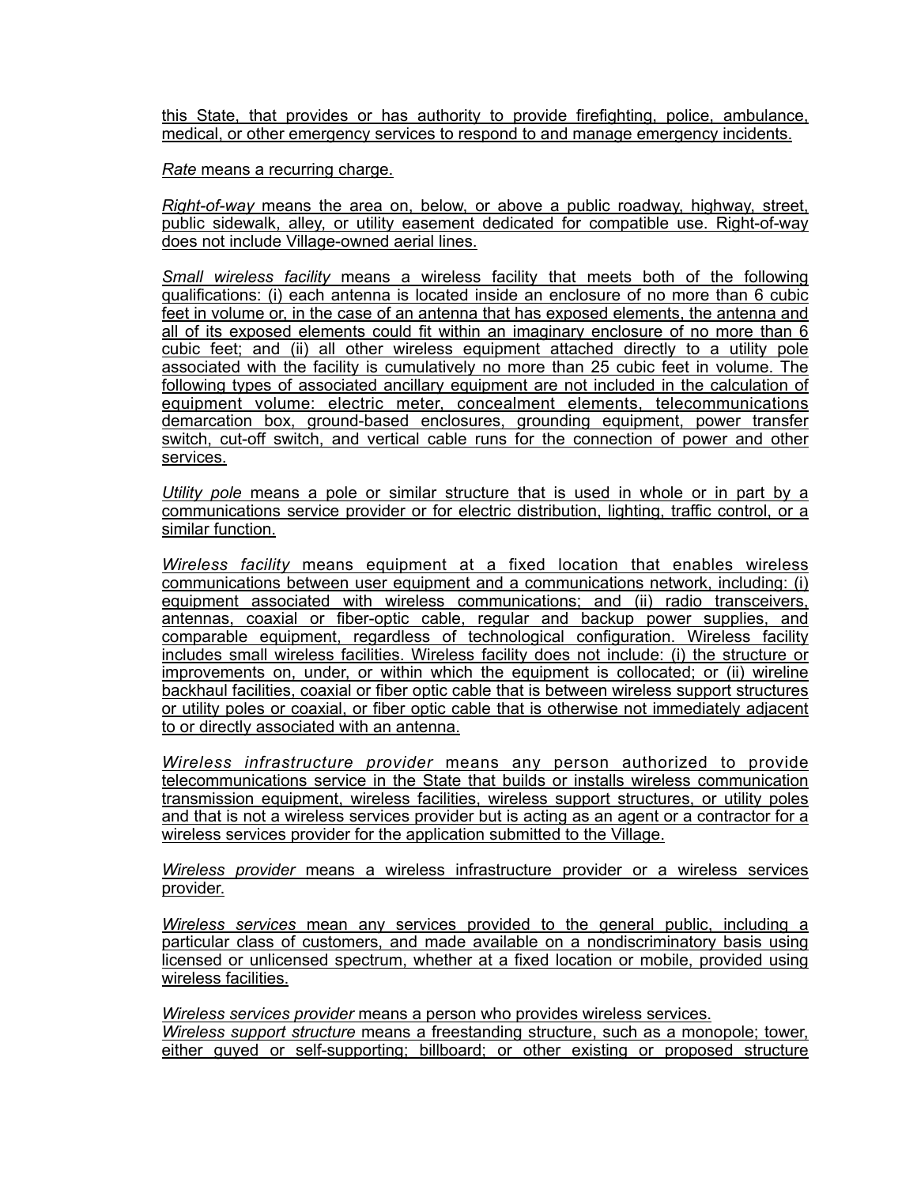this State, that provides or has authority to provide firefighting, police, ambulance, medical, or other emergency services to respond to and manage emergency incidents.

*Rate* means a recurring charge.

*Right-of-way* means the area on, below, or above a public roadway, highway, street, public sidewalk, alley, or utility easement dedicated for compatible use. Right-of-way does not include Village-owned aerial lines.

*Small wireless facility* means a wireless facility that meets both of the following qualifications: (i) each antenna is located inside an enclosure of no more than 6 cubic feet in volume or, in the case of an antenna that has exposed elements, the antenna and all of its exposed elements could fit within an imaginary enclosure of no more than 6 cubic feet; and (ii) all other wireless equipment attached directly to a utility pole associated with the facility is cumulatively no more than 25 cubic feet in volume. The following types of associated ancillary equipment are not included in the calculation of equipment volume: electric meter, concealment elements, telecommunications demarcation box, ground-based enclosures, grounding equipment, power transfer switch, cut-off switch, and vertical cable runs for the connection of power and other services.

*Utility pole* means a pole or similar structure that is used in whole or in part by a communications service provider or for electric distribution, lighting, traffic control, or a similar function.

*Wireless facility* means equipment at a fixed location that enables wireless communications between user equipment and a communications network, including: (i) equipment associated with wireless communications; and (ii) radio transceivers, antennas, coaxial or fiber-optic cable, regular and backup power supplies, and comparable equipment, regardless of technological configuration. Wireless facility includes small wireless facilities. Wireless facility does not include: (i) the structure or improvements on, under, or within which the equipment is collocated; or (ii) wireline backhaul facilities, coaxial or fiber optic cable that is between wireless support structures or utility poles or coaxial, or fiber optic cable that is otherwise not immediately adjacent to or directly associated with an antenna.

*Wireless infrastructure provider* means any person authorized to provide telecommunications service in the State that builds or installs wireless communication transmission equipment, wireless facilities, wireless support structures, or utility poles and that is not a wireless services provider but is acting as an agent or a contractor for a wireless services provider for the application submitted to the Village.

*Wireless provider* means a wireless infrastructure provider or a wireless services provider.

*Wireless services* mean any services provided to the general public, including a particular class of customers, and made available on a nondiscriminatory basis using licensed or unlicensed spectrum, whether at a fixed location or mobile, provided using wireless facilities.

*Wireless services provider* means a person who provides wireless services.

*Wireless support structure* means a freestanding structure, such as a monopole; tower, either guyed or self-supporting; billboard; or other existing or proposed structure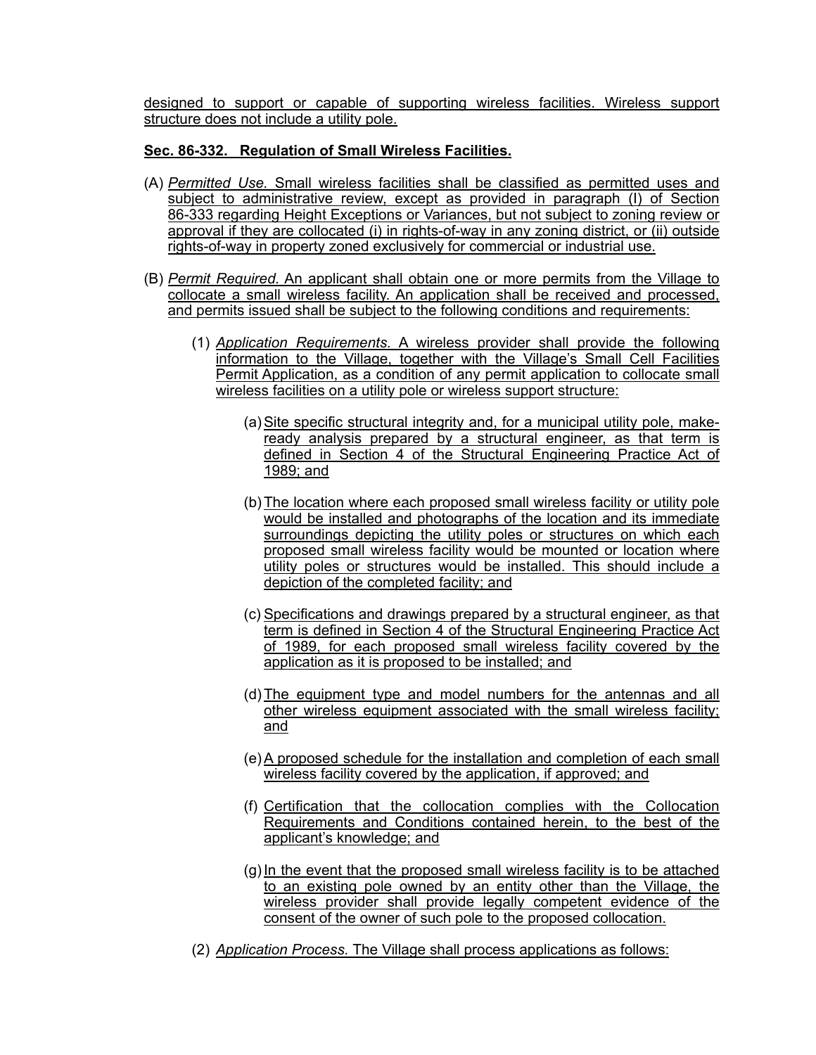designed to support or capable of supporting wireless facilities. Wireless support structure does not include a utility pole.

**Sec. 86-332. Regulation of Small Wireless Facilities.**

(A) *Permitted Use.* Small wireless facilities shall be classified as permitted uses and subject to administrative review, except as provided in paragraph (I) of Section 86-333 regarding Height Exceptions or Variances, but not subject to zoning review or approval if they are collocated (i) in rights-of-way in any zoning district, or (ii) outside rights-of-way in property zoned exclusively for commercial or industrial use.

(B) *Permit Required.* An applicant shall obtain one or more permits from the Village to collocate a small wireless facility. An application shall be received and processed, and permits issued shall be subject to the following conditions and requirements:

(1) *Application Requirements.* A wireless provider shall provide the following information to the Village, together with the Village's Small Cell Facilities Permit Application, as a condition of any permit application to collocate small wireless facilities on a utility pole or wireless support structure:

(a) Site specific structural integrity and, for a municipal utility pole, make-ready analysis prepared by a structural engineer, as that term is defined in Section 4 of the Structural Engineering Practice Act of 1989; and

(b) The location where each proposed small wireless facility or utility pole would be installed and photographs of the location and its immediate surroundings depicting the utility poles or structures on which each proposed small wireless facility would be mounted or location where utility poles or structures would be installed. This should include a depiction of the completed facility; and

(c) Specifications and drawings prepared by a structural engineer, as that term is defined in Section 4 of the Structural Engineering Practice Act of 1989, for each proposed small wireless facility covered by the application as it is proposed to be installed; and

(d) The equipment type and model numbers for the antennas and all other wireless equipment associated with the small wireless facility; and

(e) A proposed schedule for the installation and completion of each small wireless facility covered by the application, if approved; and

(f) Certification that the collocation complies with the Collocation Requirements and Conditions contained herein, to the best of the applicant's knowledge; and

(g) In the event that the proposed small wireless facility is to be attached to an existing pole owned by an entity other than the Village, the wireless provider shall provide legally competent evidence of the consent of the owner of such pole to the proposed collocation.

(2) *Application Process.* The Village shall process applications as follows: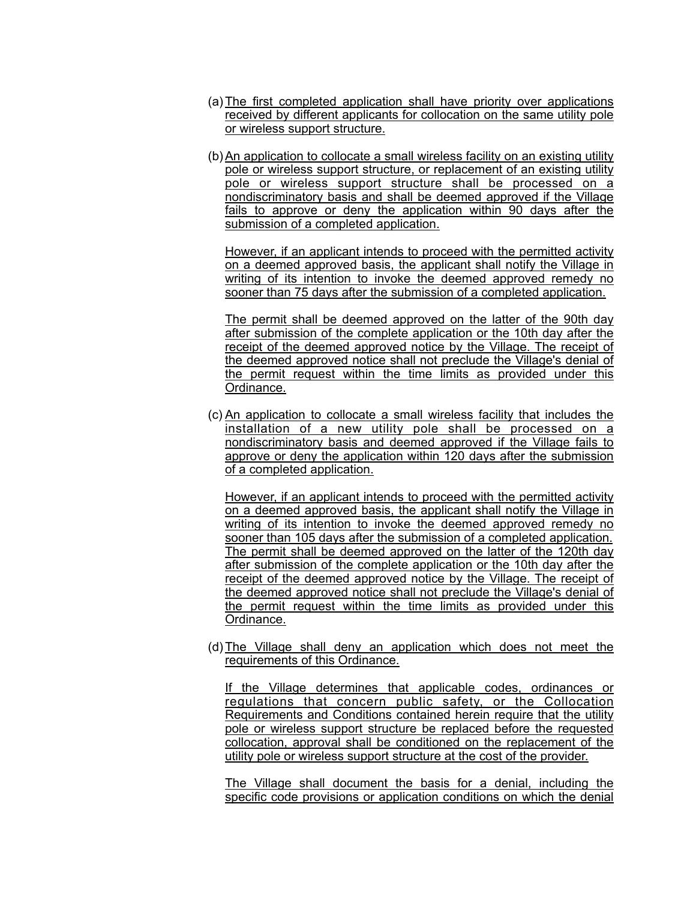(a) The first completed application shall have priority over applications received by different applicants for collocation on the same utility pole or wireless support structure.

(b) An application to collocate a small wireless facility on an existing utility pole or wireless support structure, or replacement of an existing utility pole or wireless support structure shall be processed on a nondiscriminatory basis and shall be deemed approved if the Village fails to approve or deny the application within 90 days after the submission of a completed application.

    However, if an applicant intends to proceed with the permitted activity on a deemed approved basis, the applicant shall notify the Village in writing of its intention to invoke the deemed approved remedy no sooner than 75 days after the submission of a completed application.

    The permit shall be deemed approved on the latter of the 90th day after submission of the complete application or the 10th day after the receipt of the deemed approved notice by the Village. The receipt of the deemed approved notice shall not preclude the Village's denial of the permit request within the time limits as provided under this Ordinance.

(c) An application to collocate a small wireless facility that includes the installation of a new utility pole shall be processed on a nondiscriminatory basis and deemed approved if the Village fails to approve or deny the application within 120 days after the submission of a completed application.

    However, if an applicant intends to proceed with the permitted activity on a deemed approved basis, the applicant shall notify the Village in writing of its intention to invoke the deemed approved remedy no sooner than 105 days after the submission of a completed application. The permit shall be deemed approved on the latter of the 120th day after submission of the complete application or the 10th day after the receipt of the deemed approved notice by the Village. The receipt of the deemed approved notice shall not preclude the Village's denial of the permit request within the time limits as provided under this Ordinance.

(d) The Village shall deny an application which does not meet the requirements of this Ordinance.

    If the Village determines that applicable codes, ordinances or regulations that concern public safety, or the Collocation Requirements and Conditions contained herein require that the utility pole or wireless support structure be replaced before the requested collocation, approval shall be conditioned on the replacement of the utility pole or wireless support structure at the cost of the provider.

    The Village shall document the basis for a denial, including the specific code provisions or application conditions on which the denial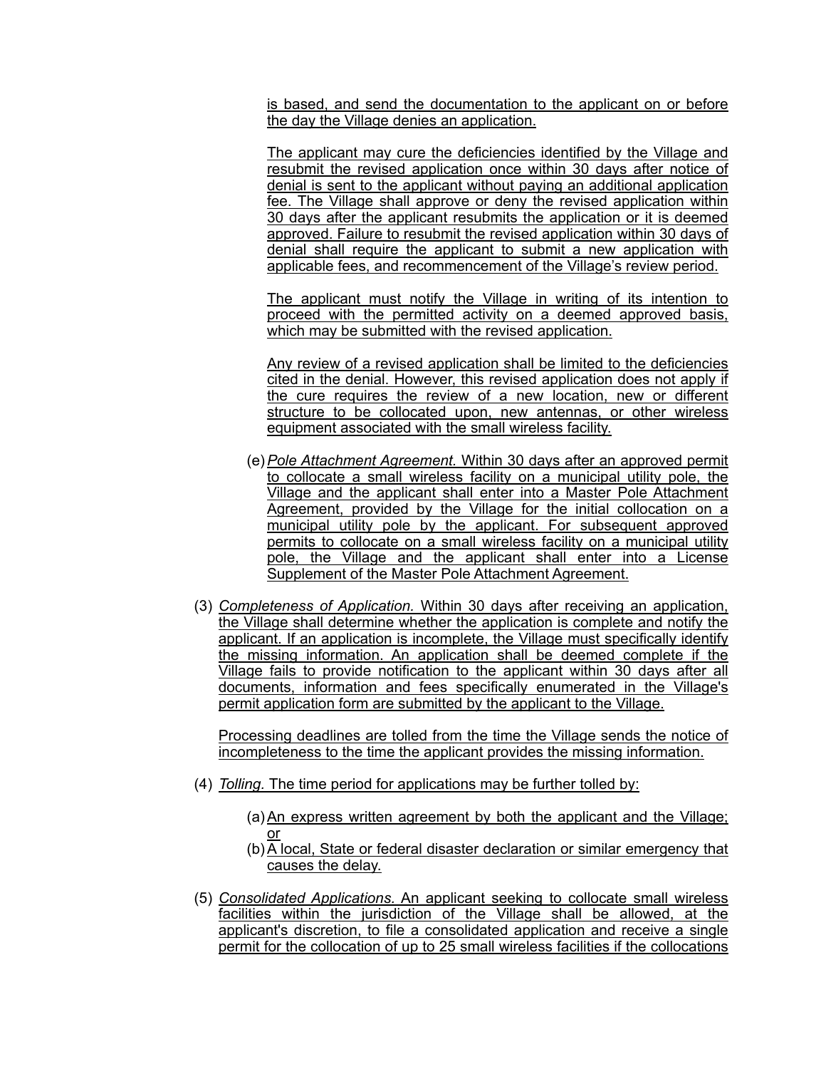is based, and send the documentation to the applicant on or before the day the Village denies an application.

The applicant may cure the deficiencies identified by the Village and resubmit the revised application once within 30 days after notice of denial is sent to the applicant without paying an additional application fee. The Village shall approve or deny the revised application within 30 days after the applicant resubmits the application or it is deemed approved. Failure to resubmit the revised application within 30 days of denial shall require the applicant to submit a new application with applicable fees, and recommencement of the Village's review period.

The applicant must notify the Village in writing of its intention to proceed with the permitted activity on a deemed approved basis, which may be submitted with the revised application.

Any review of a revised application shall be limited to the deficiencies cited in the denial. However, this revised application does not apply if the cure requires the review of a new location, new or different structure to be collocated upon, new antennas, or other wireless equipment associated with the small wireless facility.

(e) *Pole Attachment Agreement.* Within 30 days after an approved permit to collocate a small wireless facility on a municipal utility pole, the Village and the applicant shall enter into a Master Pole Attachment Agreement, provided by the Village for the initial collocation on a municipal utility pole by the applicant. For subsequent approved permits to collocate on a small wireless facility on a municipal utility pole, the Village and the applicant shall enter into a License Supplement of the Master Pole Attachment Agreement.

(3) *Completeness of Application.* Within 30 days after receiving an application, the Village shall determine whether the application is complete and notify the applicant. If an application is incomplete, the Village must specifically identify the missing information. An application shall be deemed complete if the Village fails to provide notification to the applicant within 30 days after all documents, information and fees specifically enumerated in the Village's permit application form are submitted by the applicant to the Village.

Processing deadlines are tolled from the time the Village sends the notice of incompleteness to the time the applicant provides the missing information.

(4) *Tolling.* The time period for applications may be further tolled by:

(a) An express written agreement by both the applicant and the Village; or
(b) A local, State or federal disaster declaration or similar emergency that causes the delay.

(5) *Consolidated Applications.* An applicant seeking to collocate small wireless facilities within the jurisdiction of the Village shall be allowed, at the applicant's discretion, to file a consolidated application and receive a single permit for the collocation of up to 25 small wireless facilities if the collocations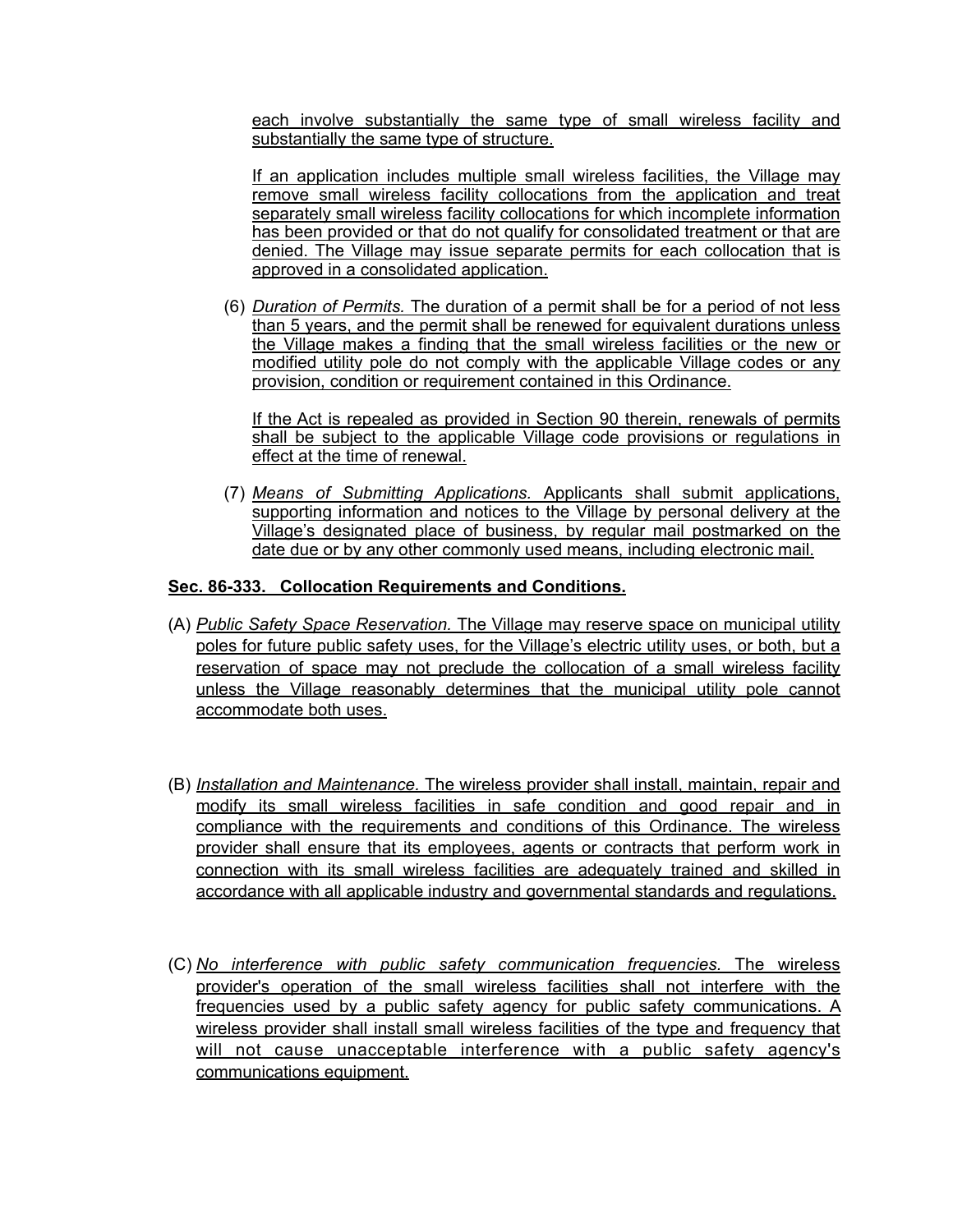each involve substantially the same type of small wireless facility and substantially the same type of structure.

If an application includes multiple small wireless facilities, the Village may remove small wireless facility collocations from the application and treat separately small wireless facility collocations for which incomplete information has been provided or that do not qualify for consolidated treatment or that are denied. The Village may issue separate permits for each collocation that is approved in a consolidated application.

(6) *Duration of Permits.* The duration of a permit shall be for a period of not less than 5 years, and the permit shall be renewed for equivalent durations unless the Village makes a finding that the small wireless facilities or the new or modified utility pole do not comply with the applicable Village codes or any provision, condition or requirement contained in this Ordinance.

If the Act is repealed as provided in Section 90 therein, renewals of permits shall be subject to the applicable Village code provisions or regulations in effect at the time of renewal.

(7) *Means of Submitting Applications.* Applicants shall submit applications, supporting information and notices to the Village by personal delivery at the Village's designated place of business, by regular mail postmarked on the date due or by any other commonly used means, including electronic mail.

**Sec. 86-333. Collocation Requirements and Conditions.**

(A) *Public Safety Space Reservation.* The Village may reserve space on municipal utility poles for future public safety uses, for the Village's electric utility uses, or both, but a reservation of space may not preclude the collocation of a small wireless facility unless the Village reasonably determines that the municipal utility pole cannot accommodate both uses.

(B) *Installation and Maintenance.* The wireless provider shall install, maintain, repair and modify its small wireless facilities in safe condition and good repair and in compliance with the requirements and conditions of this Ordinance. The wireless provider shall ensure that its employees, agents or contracts that perform work in connection with its small wireless facilities are adequately trained and skilled in accordance with all applicable industry and governmental standards and regulations.

(C) *No interference with public safety communication frequencies.* The wireless provider's operation of the small wireless facilities shall not interfere with the frequencies used by a public safety agency for public safety communications. A wireless provider shall install small wireless facilities of the type and frequency that will not cause unacceptable interference with a public safety agency's communications equipment.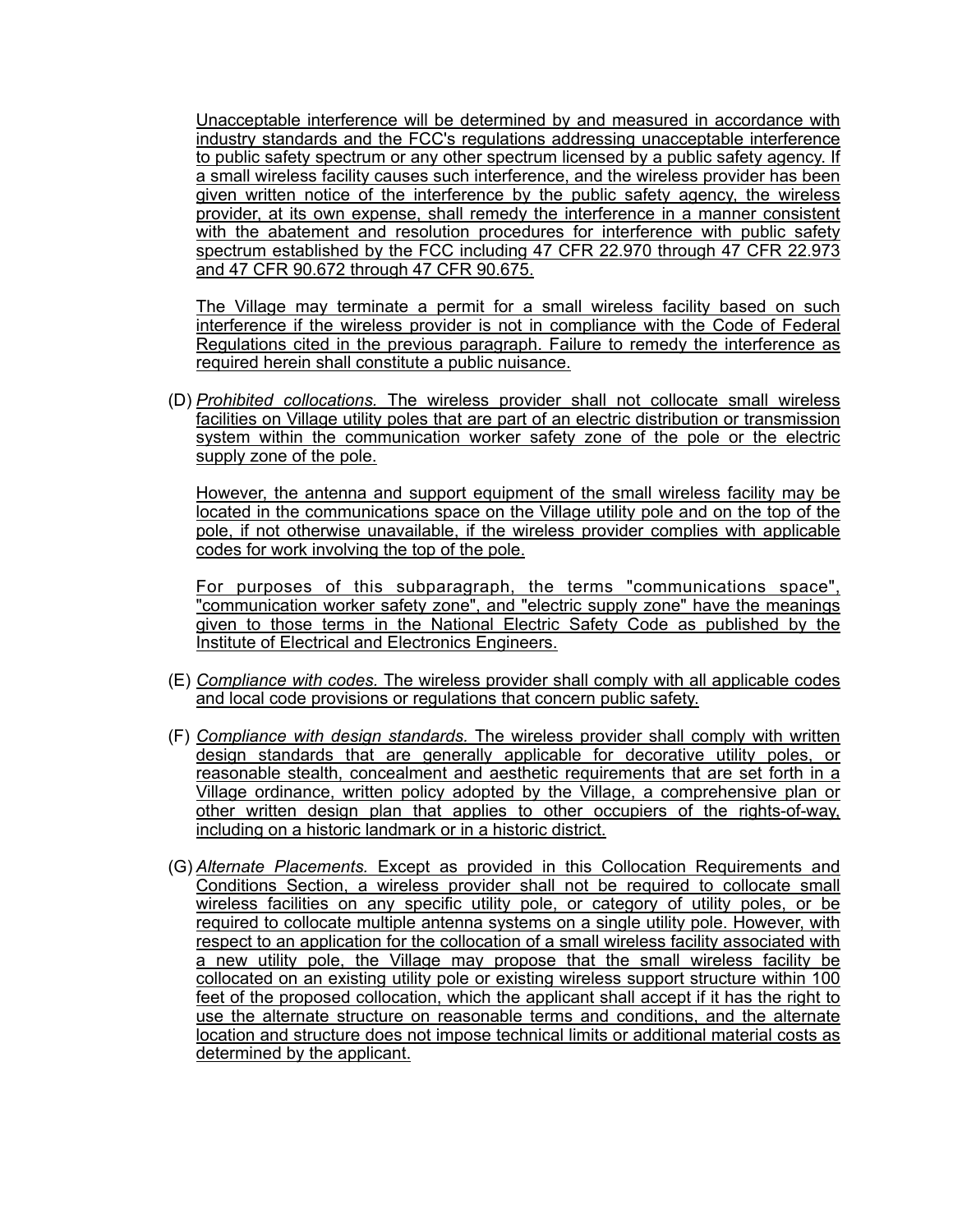Unacceptable interference will be determined by and measured in accordance with industry standards and the FCC's regulations addressing unacceptable interference to public safety spectrum or any other spectrum licensed by a public safety agency. If a small wireless facility causes such interference, and the wireless provider has been given written notice of the interference by the public safety agency, the wireless provider, at its own expense, shall remedy the interference in a manner consistent with the abatement and resolution procedures for interference with public safety spectrum established by the FCC including 47 CFR 22.970 through 47 CFR 22.973 and 47 CFR 90.672 through 47 CFR 90.675.

The Village may terminate a permit for a small wireless facility based on such interference if the wireless provider is not in compliance with the Code of Federal Regulations cited in the previous paragraph. Failure to remedy the interference as required herein shall constitute a public nuisance.

(D) *Prohibited collocations.* The wireless provider shall not collocate small wireless facilities on Village utility poles that are part of an electric distribution or transmission system within the communication worker safety zone of the pole or the electric supply zone of the pole.

However, the antenna and support equipment of the small wireless facility may be located in the communications space on the Village utility pole and on the top of the pole, if not otherwise unavailable, if the wireless provider complies with applicable codes for work involving the top of the pole.

For purposes of this subparagraph, the terms "communications space", "communication worker safety zone", and "electric supply zone" have the meanings given to those terms in the National Electric Safety Code as published by the Institute of Electrical and Electronics Engineers.

(E) *Compliance with codes.* The wireless provider shall comply with all applicable codes and local code provisions or regulations that concern public safety.

(F) *Compliance with design standards.* The wireless provider shall comply with written design standards that are generally applicable for decorative utility poles, or reasonable stealth, concealment and aesthetic requirements that are set forth in a Village ordinance, written policy adopted by the Village, a comprehensive plan or other written design plan that applies to other occupiers of the rights-of-way, including on a historic landmark or in a historic district.

(G) *Alternate Placements.* Except as provided in this Collocation Requirements and Conditions Section, a wireless provider shall not be required to collocate small wireless facilities on any specific utility pole, or category of utility poles, or be required to collocate multiple antenna systems on a single utility pole. However, with respect to an application for the collocation of a small wireless facility associated with a new utility pole, the Village may propose that the small wireless facility be collocated on an existing utility pole or existing wireless support structure within 100 feet of the proposed collocation, which the applicant shall accept if it has the right to use the alternate structure on reasonable terms and conditions, and the alternate location and structure does not impose technical limits or additional material costs as determined by the applicant.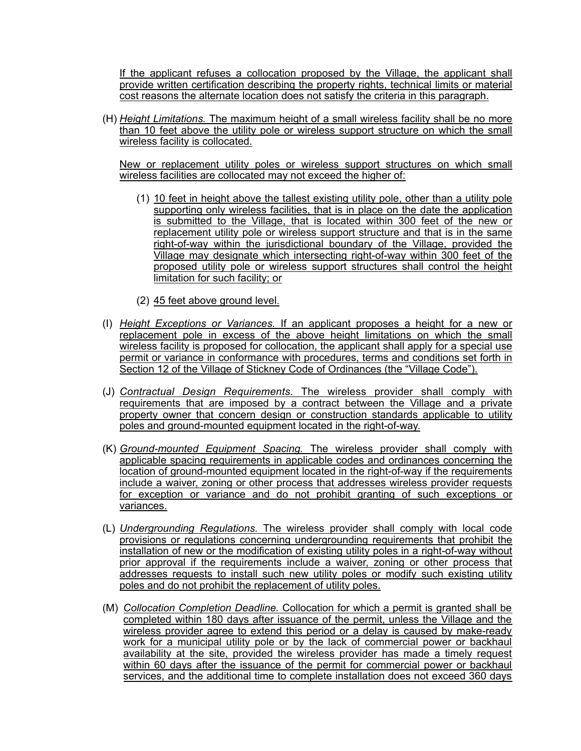If the applicant refuses a collocation proposed by the Village, the applicant shall provide written certification describing the property rights, technical limits or material cost reasons the alternate location does not satisfy the criteria in this paragraph.

(H) *Height Limitations.* The maximum height of a small wireless facility shall be no more than 10 feet above the utility pole or wireless support structure on which the small wireless facility is collocated.

New or replacement utility poles or wireless support structures on which small wireless facilities are collocated may not exceed the higher of:

(1) 10 feet in height above the tallest existing utility pole, other than a utility pole supporting only wireless facilities, that is in place on the date the application is submitted to the Village, that is located within 300 feet of the new or replacement utility pole or wireless support structure and that is in the same right-of-way within the jurisdictional boundary of the Village, provided the Village may designate which intersecting right-of-way within 300 feet of the proposed utility pole or wireless support structures shall control the height limitation for such facility; or

(2) 45 feet above ground level.

(I) *Height Exceptions or Variances.* If an applicant proposes a height for a new or replacement pole in excess of the above height limitations on which the small wireless facility is proposed for collocation, the applicant shall apply for a special use permit or variance in conformance with procedures, terms and conditions set forth in Section 12 of the Village of Stickney Code of Ordinances (the "Village Code").

(J) *Contractual Design Requirements.* The wireless provider shall comply with requirements that are imposed by a contract between the Village and a private property owner that concern design or construction standards applicable to utility poles and ground-mounted equipment located in the right-of-way.

(K) *Ground-mounted Equipment Spacing.* The wireless provider shall comply with applicable spacing requirements in applicable codes and ordinances concerning the location of ground-mounted equipment located in the right-of-way if the requirements include a waiver, zoning or other process that addresses wireless provider requests for exception or variance and do not prohibit granting of such exceptions or variances.

(L) *Undergrounding Regulations.* The wireless provider shall comply with local code provisions or regulations concerning undergrounding requirements that prohibit the installation of new or the modification of existing utility poles in a right-of-way without prior approval if the requirements include a waiver, zoning or other process that addresses requests to install such new utility poles or modify such existing utility poles and do not prohibit the replacement of utility poles.

(M) *Collocation Completion Deadline.* Collocation for which a permit is granted shall be completed within 180 days after issuance of the permit, unless the Village and the wireless provider agree to extend this period or a delay is caused by make-ready work for a municipal utility pole or by the lack of commercial power or backhaul availability at the site, provided the wireless provider has made a timely request within 60 days after the issuance of the permit for commercial power or backhaul services, and the additional time to complete installation does not exceed 360 days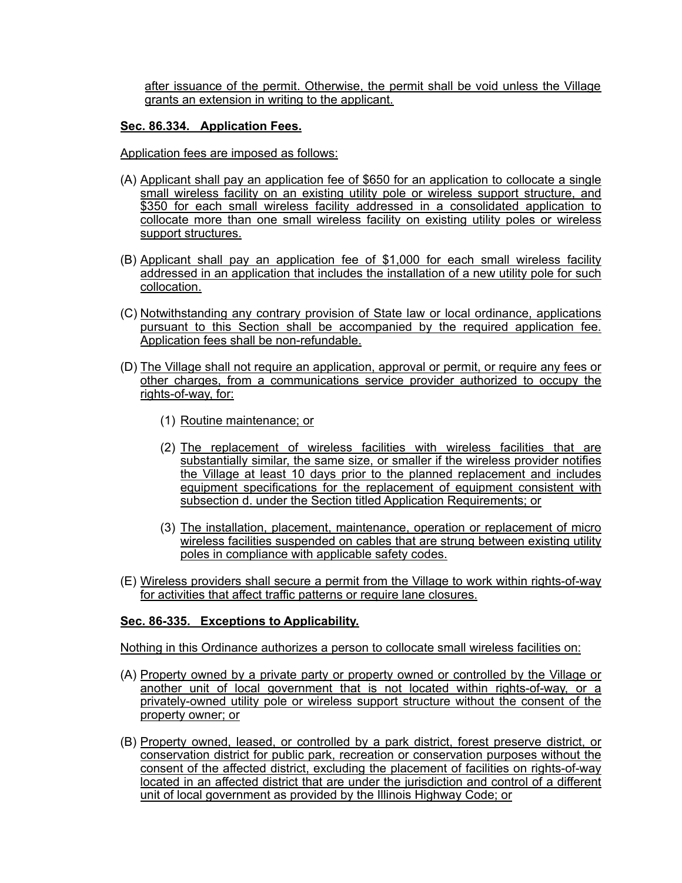after issuance of the permit. Otherwise, the permit shall be void unless the Village grants an extension in writing to the applicant.

**Sec. 86.334. Application Fees.**

Application fees are imposed as follows:

(A) Applicant shall pay an application fee of $650 for an application to collocate a single small wireless facility on an existing utility pole or wireless support structure, and $350 for each small wireless facility addressed in a consolidated application to collocate more than one small wireless facility on existing utility poles or wireless support structures.

(B) Applicant shall pay an application fee of $1,000 for each small wireless facility addressed in an application that includes the installation of a new utility pole for such collocation.

(C) Notwithstanding any contrary provision of State law or local ordinance, applications pursuant to this Section shall be accompanied by the required application fee. Application fees shall be non-refundable.

(D) The Village shall not require an application, approval or permit, or require any fees or other charges, from a communications service provider authorized to occupy the rights-of-way, for:

   (1) Routine maintenance; or

   (2) The replacement of wireless facilities with wireless facilities that are substantially similar, the same size, or smaller if the wireless provider notifies the Village at least 10 days prior to the planned replacement and includes equipment specifications for the replacement of equipment consistent with subsection d. under the Section titled Application Requirements; or

   (3) The installation, placement, maintenance, operation or replacement of micro wireless facilities suspended on cables that are strung between existing utility poles in compliance with applicable safety codes.

(E) Wireless providers shall secure a permit from the Village to work within rights-of-way for activities that affect traffic patterns or require lane closures.

**Sec. 86-335. Exceptions to Applicability.**

Nothing in this Ordinance authorizes a person to collocate small wireless facilities on:

(A) Property owned by a private party or property owned or controlled by the Village or another unit of local government that is not located within rights-of-way, or a privately-owned utility pole or wireless support structure without the consent of the property owner; or

(B) Property owned, leased, or controlled by a park district, forest preserve district, or conservation district for public park, recreation or conservation purposes without the consent of the affected district, excluding the placement of facilities on rights-of-way located in an affected district that are under the jurisdiction and control of a different unit of local government as provided by the Illinois Highway Code; or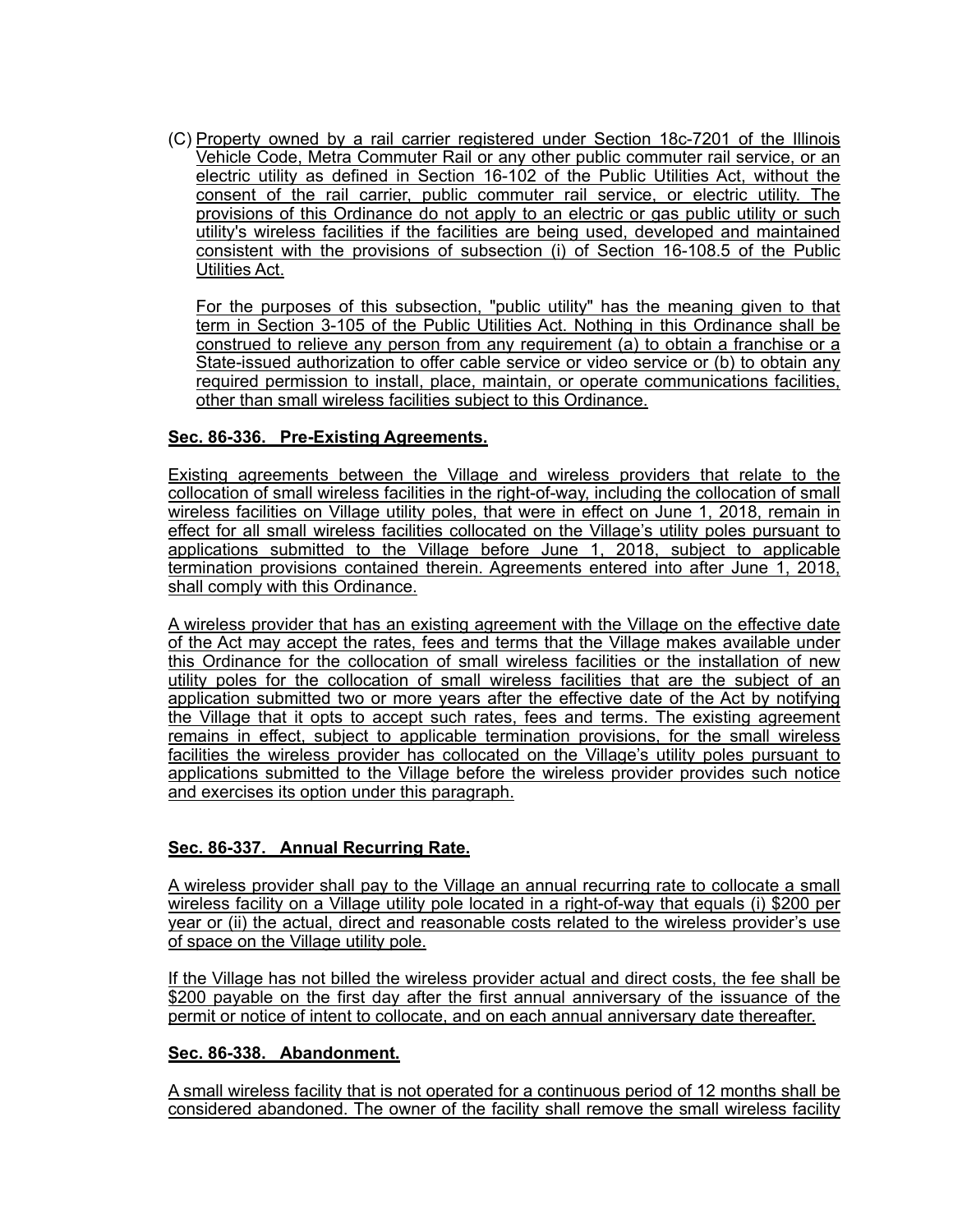(C) Property owned by a rail carrier registered under Section 18c-7201 of the Illinois Vehicle Code, Metra Commuter Rail or any other public commuter rail service, or an electric utility as defined in Section 16-102 of the Public Utilities Act, without the consent of the rail carrier, public commuter rail service, or electric utility. The provisions of this Ordinance do not apply to an electric or gas public utility or such utility's wireless facilities if the facilities are being used, developed and maintained consistent with the provisions of subsection (i) of Section 16-108.5 of the Public Utilities Act.

For the purposes of this subsection, "public utility" has the meaning given to that term in Section 3-105 of the Public Utilities Act. Nothing in this Ordinance shall be construed to relieve any person from any requirement (a) to obtain a franchise or a State-issued authorization to offer cable service or video service or (b) to obtain any required permission to install, place, maintain, or operate communications facilities, other than small wireless facilities subject to this Ordinance.

**Sec. 86-336. Pre-Existing Agreements.**

Existing agreements between the Village and wireless providers that relate to the collocation of small wireless facilities in the right-of-way, including the collocation of small wireless facilities on Village utility poles, that were in effect on June 1, 2018, remain in effect for all small wireless facilities collocated on the Village's utility poles pursuant to applications submitted to the Village before June 1, 2018, subject to applicable termination provisions contained therein. Agreements entered into after June 1, 2018, shall comply with this Ordinance.

A wireless provider that has an existing agreement with the Village on the effective date of the Act may accept the rates, fees and terms that the Village makes available under this Ordinance for the collocation of small wireless facilities or the installation of new utility poles for the collocation of small wireless facilities that are the subject of an application submitted two or more years after the effective date of the Act by notifying the Village that it opts to accept such rates, fees and terms. The existing agreement remains in effect, subject to applicable termination provisions, for the small wireless facilities the wireless provider has collocated on the Village's utility poles pursuant to applications submitted to the Village before the wireless provider provides such notice and exercises its option under this paragraph.

**Sec. 86-337. Annual Recurring Rate.**

A wireless provider shall pay to the Village an annual recurring rate to collocate a small wireless facility on a Village utility pole located in a right-of-way that equals (i) $200 per year or (ii) the actual, direct and reasonable costs related to the wireless provider's use of space on the Village utility pole.

If the Village has not billed the wireless provider actual and direct costs, the fee shall be $200 payable on the first day after the first annual anniversary of the issuance of the permit or notice of intent to collocate, and on each annual anniversary date thereafter.

**Sec. 86-338. Abandonment.**

A small wireless facility that is not operated for a continuous period of 12 months shall be considered abandoned. The owner of the facility shall remove the small wireless facility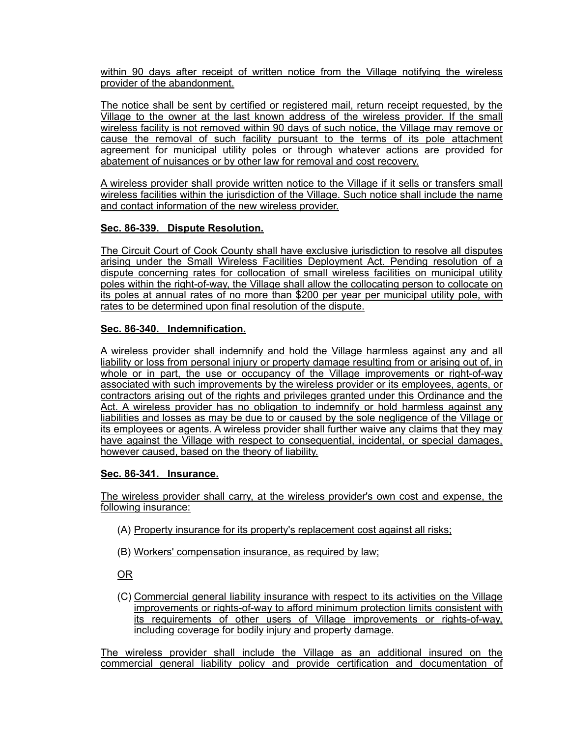within 90 days after receipt of written notice from the Village notifying the wireless provider of the abandonment.

The notice shall be sent by certified or registered mail, return receipt requested, by the Village to the owner at the last known address of the wireless provider. If the small wireless facility is not removed within 90 days of such notice, the Village may remove or cause the removal of such facility pursuant to the terms of its pole attachment agreement for municipal utility poles or through whatever actions are provided for abatement of nuisances or by other law for removal and cost recovery.

A wireless provider shall provide written notice to the Village if it sells or transfers small wireless facilities within the jurisdiction of the Village. Such notice shall include the name and contact information of the new wireless provider.

**Sec. 86-339. Dispute Resolution.**

The Circuit Court of Cook County shall have exclusive jurisdiction to resolve all disputes arising under the Small Wireless Facilities Deployment Act. Pending resolution of a dispute concerning rates for collocation of small wireless facilities on municipal utility poles within the right-of-way, the Village shall allow the collocating person to collocate on its poles at annual rates of no more than $200 per year per municipal utility pole, with rates to be determined upon final resolution of the dispute.

**Sec. 86-340. Indemnification.**

A wireless provider shall indemnify and hold the Village harmless against any and all liability or loss from personal injury or property damage resulting from or arising out of, in whole or in part, the use or occupancy of the Village improvements or right-of-way associated with such improvements by the wireless provider or its employees, agents, or contractors arising out of the rights and privileges granted under this Ordinance and the Act. A wireless provider has no obligation to indemnify or hold harmless against any liabilities and losses as may be due to or caused by the sole negligence of the Village or its employees or agents. A wireless provider shall further waive any claims that they may have against the Village with respect to consequential, incidental, or special damages, however caused, based on the theory of liability.

**Sec. 86-341. Insurance.**

The wireless provider shall carry, at the wireless provider's own cost and expense, the following insurance:

(A) Property insurance for its property's replacement cost against all risks;

(B) Workers' compensation insurance, as required by law;

OR

(C) Commercial general liability insurance with respect to its activities on the Village improvements or rights-of-way to afford minimum protection limits consistent with its requirements of other users of Village improvements or rights-of-way, including coverage for bodily injury and property damage.

The wireless provider shall include the Village as an additional insured on the commercial general liability policy and provide certification and documentation of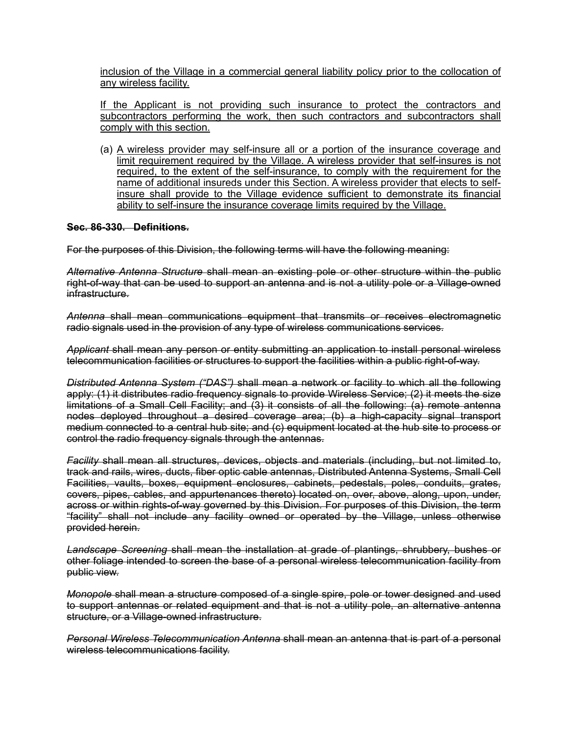<u>inclusion of the Village in a commercial general liability policy prior to the collocation of any wireless facility.</u>

<u>If the Applicant is not providing such insurance to protect the contractors and subcontractors performing the work, then such contractors and subcontractors shall comply with this section.</u>

(a) <u>A wireless provider may self-insure all or a portion of the insurance coverage and limit requirement required by the Village. A wireless provider that self-insures is not required, to the extent of the self-insurance, to comply with the requirement for the name of additional insureds under this Section. A wireless provider that elects to self-insure shall provide to the Village evidence sufficient to demonstrate its financial ability to self-insure the insurance coverage limits required by the Village.</u>

~~**Sec. 86-330. Definitions.**~~

~~For the purposes of this Division, the following terms will have the following meaning:~~

~~*Alternative Antenna Structure* shall mean an existing pole or other structure within the public right-of-way that can be used to support an antenna and is not a utility pole or a Village-owned infrastructure.~~

~~*Antenna* shall mean communications equipment that transmits or receives electromagnetic radio signals used in the provision of any type of wireless communications services.~~

~~*Applicant* shall mean any person or entity submitting an application to install personal wireless telecommunication facilities or structures to support the facilities within a public right-of-way.~~

~~*Distributed Antenna System ("DAS")* shall mean a network or facility to which all the following apply: (1) it distributes radio frequency signals to provide Wireless Service; (2) it meets the size limitations of a Small Cell Facility; and (3) it consists of all the following: (a) remote antenna nodes deployed throughout a desired coverage area; (b) a high-capacity signal transport medium connected to a central hub site; and (c) equipment located at the hub site to process or control the radio frequency signals through the antennas.~~

~~*Facility* shall mean all structures, devices, objects and materials (including, but not limited to, track and rails, wires, ducts, fiber optic cable antennas, Distributed Antenna Systems, Small Cell Facilities, vaults, boxes, equipment enclosures, cabinets, pedestals, poles, conduits, grates, covers, pipes, cables, and appurtenances thereto) located on, over, above, along, upon, under, across or within rights-of-way governed by this Division. For purposes of this Division, the term "facility" shall not include any facility owned or operated by the Village, unless otherwise provided herein.~~

~~*Landscape Screening* shall mean the installation at grade of plantings, shrubbery, bushes or other foliage intended to screen the base of a personal wireless telecommunication facility from public view.~~

~~*Monopole* shall mean a structure composed of a single spire, pole or tower designed and used to support antennas or related equipment and that is not a utility pole, an alternative antenna structure, or a Village-owned infrastructure.~~

~~*Personal Wireless Telecommunication Antenna* shall mean an antenna that is part of a personal wireless telecommunications facility.~~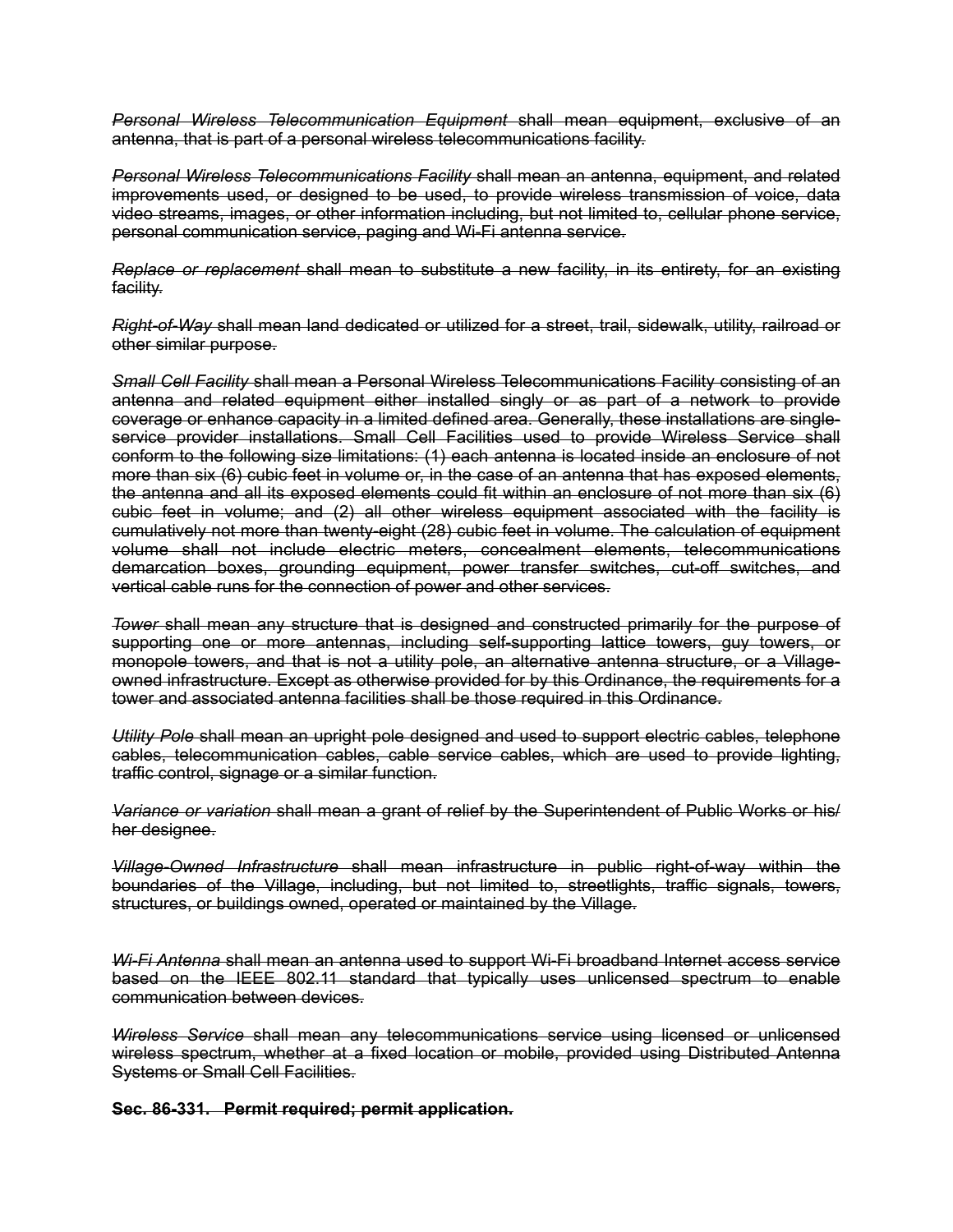~~*Personal Wireless Telecommunication Equipment* shall mean equipment, exclusive of an antenna, that is part of a personal wireless telecommunications facility.~~

~~*Personal Wireless Telecommunications Facility* shall mean an antenna, equipment, and related improvements used, or designed to be used, to provide wireless transmission of voice, data video streams, images, or other information including, but not limited to, cellular phone service, personal communication service, paging and Wi-Fi antenna service.~~

~~*Replace or replacement* shall mean to substitute a new facility, in its entirety, for an existing facility.~~

~~*Right-of-Way* shall mean land dedicated or utilized for a street, trail, sidewalk, utility, railroad or other similar purpose.~~

~~*Small Cell Facility* shall mean a Personal Wireless Telecommunications Facility consisting of an antenna and related equipment either installed singly or as part of a network to provide coverage or enhance capacity in a limited defined area. Generally, these installations are single-service provider installations. Small Cell Facilities used to provide Wireless Service shall conform to the following size limitations: (1) each antenna is located inside an enclosure of not more than six (6) cubic feet in volume or, in the case of an antenna that has exposed elements, the antenna and all its exposed elements could fit within an enclosure of not more than six (6) cubic feet in volume; and (2) all other wireless equipment associated with the facility is cumulatively not more than twenty-eight (28) cubic feet in volume. The calculation of equipment volume shall not include electric meters, concealment elements, telecommunications demarcation boxes, grounding equipment, power transfer switches, cut-off switches, and vertical cable runs for the connection of power and other services.~~

~~*Tower* shall mean any structure that is designed and constructed primarily for the purpose of supporting one or more antennas, including self-supporting lattice towers, guy towers, or monopole towers, and that is not a utility pole, an alternative antenna structure, or a Village-owned infrastructure. Except as otherwise provided for by this Ordinance, the requirements for a tower and associated antenna facilities shall be those required in this Ordinance.~~

~~*Utility Pole* shall mean an upright pole designed and used to support electric cables, telephone cables, telecommunication cables, cable service cables, which are used to provide lighting, traffic control, signage or a similar function.~~

~~*Variance or variation* shall mean a grant of relief by the Superintendent of Public Works or his/her designee.~~

~~*Village-Owned Infrastructure* shall mean infrastructure in public right-of-way within the boundaries of the Village, including, but not limited to, streetlights, traffic signals, towers, structures, or buildings owned, operated or maintained by the Village.~~

~~*Wi-Fi Antenna* shall mean an antenna used to support Wi-Fi broadband Internet access service based on the IEEE 802.11 standard that typically uses unlicensed spectrum to enable communication between devices.~~

~~*Wireless Service* shall mean any telecommunications service using licensed or unlicensed wireless spectrum, whether at a fixed location or mobile, provided using Distributed Antenna Systems or Small Cell Facilities.~~

~~**Sec. 86-331. Permit required; permit application.**~~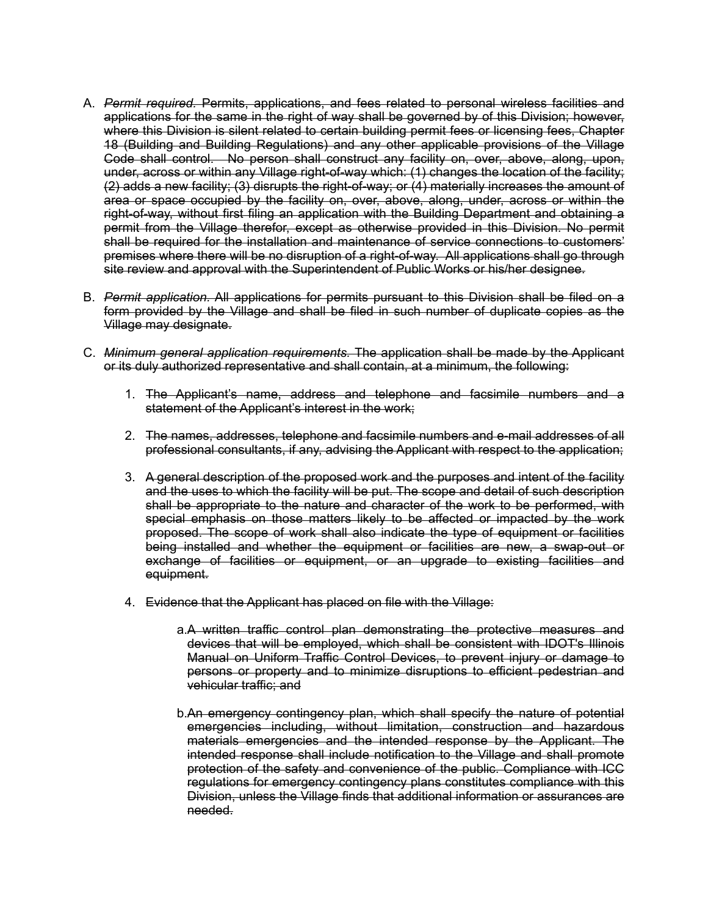A. ~~*Permit required.* Permits, applications, and fees related to personal wireless facilities and applications for the same in the right of way shall be governed by of this Division; however, where this Division is silent related to certain building permit fees or licensing fees, Chapter 18 (Building and Building Regulations) and any other applicable provisions of the Village Code shall control. No person shall construct any facility on, over, above, along, upon, under, across or within any Village right-of-way which: (1) changes the location of the facility; (2) adds a new facility; (3) disrupts the right-of-way; or (4) materially increases the amount of area or space occupied by the facility on, over, above, along, under, across or within the right-of-way, without first filing an application with the Building Department and obtaining a permit from the Village therefor, except as otherwise provided in this Division. No permit shall be required for the installation and maintenance of service connections to customers' premises where there will be no disruption of a right-of-way. All applications shall go through site review and approval with the Superintendent of Public Works or his/her designee.~~

B. ~~*Permit application.* All applications for permits pursuant to this Division shall be filed on a form provided by the Village and shall be filed in such number of duplicate copies as the Village may designate.~~

C. ~~*Minimum general application requirements.* The application shall be made by the Applicant or its duly authorized representative and shall contain, at a minimum, the following:~~

   1. ~~The Applicant's name, address and telephone and facsimile numbers and a statement of the Applicant's interest in the work;~~

   2. ~~The names, addresses, telephone and facsimile numbers and e-mail addresses of all professional consultants, if any, advising the Applicant with respect to the application;~~

   3. ~~A general description of the proposed work and the purposes and intent of the facility and the uses to which the facility will be put. The scope and detail of such description shall be appropriate to the nature and character of the work to be performed, with special emphasis on those matters likely to be affected or impacted by the work proposed. The scope of work shall also indicate the type of equipment or facilities being installed and whether the equipment or facilities are new, a swap-out or exchange of facilities or equipment, or an upgrade to existing facilities and equipment.~~

   4. ~~Evidence that the Applicant has placed on file with the Village:~~

      a. ~~A written traffic control plan demonstrating the protective measures and devices that will be employed, which shall be consistent with IDOT's Illinois Manual on Uniform Traffic Control Devices, to prevent injury or damage to persons or property and to minimize disruptions to efficient pedestrian and vehicular traffic; and~~

      b. ~~An emergency contingency plan, which shall specify the nature of potential emergencies including, without limitation, construction and hazardous materials emergencies and the intended response by the Applicant. The intended response shall include notification to the Village and shall promote protection of the safety and convenience of the public. Compliance with ICC regulations for emergency contingency plans constitutes compliance with this Division, unless the Village finds that additional information or assurances are needed.~~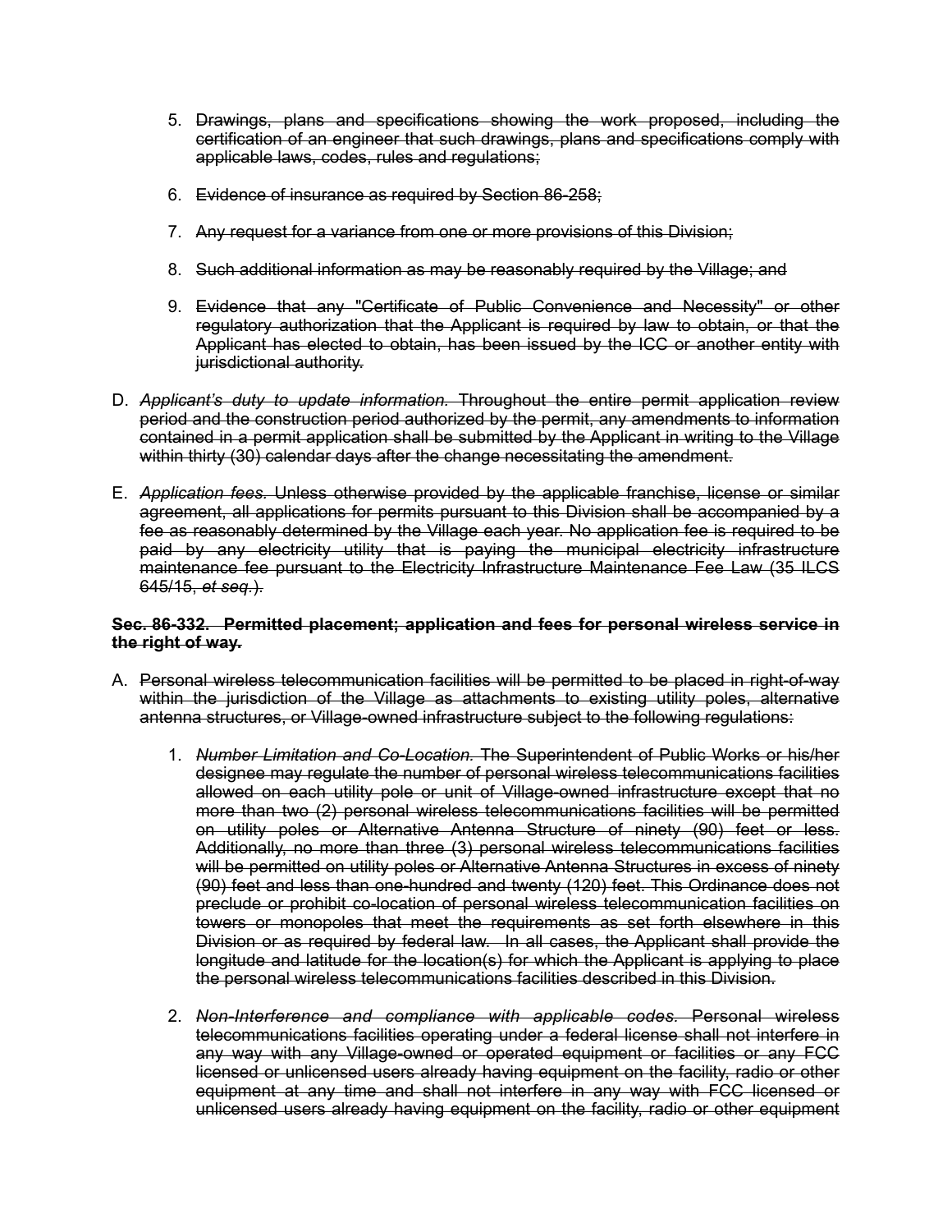5. ~~Drawings, plans and specifications showing the work proposed, including the certification of an engineer that such drawings, plans and specifications comply with applicable laws, codes, rules and regulations;~~

6. ~~Evidence of insurance as required by Section 86-258;~~

7. ~~Any request for a variance from one or more provisions of this Division;~~

8. ~~Such additional information as may be reasonably required by the Village; and~~

9. ~~Evidence that any "Certificate of Public Convenience and Necessity" or other regulatory authorization that the Applicant is required by law to obtain, or that the Applicant has elected to obtain, has been issued by the ICC or another entity with jurisdictional authority.~~

D. ~~*Applicant's duty to update information.* Throughout the entire permit application review period and the construction period authorized by the permit, any amendments to information contained in a permit application shall be submitted by the Applicant in writing to the Village within thirty (30) calendar days after the change necessitating the amendment.~~

E. ~~*Application fees.* Unless otherwise provided by the applicable franchise, license or similar agreement, all applications for permits pursuant to this Division shall be accompanied by a fee as reasonably determined by the Village each year. No application fee is required to be paid by any electricity utility that is paying the municipal electricity infrastructure maintenance fee pursuant to the Electricity Infrastructure Maintenance Fee Law (35 ILCS 645/15, *et seq.*).~~

**~~Sec. 86-332. Permitted placement; application and fees for personal wireless service in the right of way.~~**

A. ~~Personal wireless telecommunication facilities will be permitted to be placed in right-of-way within the jurisdiction of the Village as attachments to existing utility poles, alternative antenna structures, or Village-owned infrastructure subject to the following regulations:~~

   1. ~~*Number Limitation and Co-Location.* The Superintendent of Public Works or his/her designee may regulate the number of personal wireless telecommunications facilities allowed on each utility pole or unit of Village-owned infrastructure except that no more than two (2) personal wireless telecommunications facilities will be permitted on utility poles or Alternative Antenna Structure of ninety (90) feet or less. Additionally, no more than three (3) personal wireless telecommunications facilities will be permitted on utility poles or Alternative Antenna Structures in excess of ninety (90) feet and less than one-hundred and twenty (120) feet. This Ordinance does not preclude or prohibit co-location of personal wireless telecommunication facilities on towers or monopoles that meet the requirements as set forth elsewhere in this Division or as required by federal law. In all cases, the Applicant shall provide the longitude and latitude for the location(s) for which the Applicant is applying to place the personal wireless telecommunications facilities described in this Division.~~

   2. ~~*Non-Interference and compliance with applicable codes.* Personal wireless telecommunications facilities operating under a federal license shall not interfere in any way with any Village-owned or operated equipment or facilities or any FCC licensed or unlicensed users already having equipment on the facility, radio or other equipment at any time and shall not interfere in any way with FCC licensed or unlicensed users already having equipment on the facility, radio or other equipment~~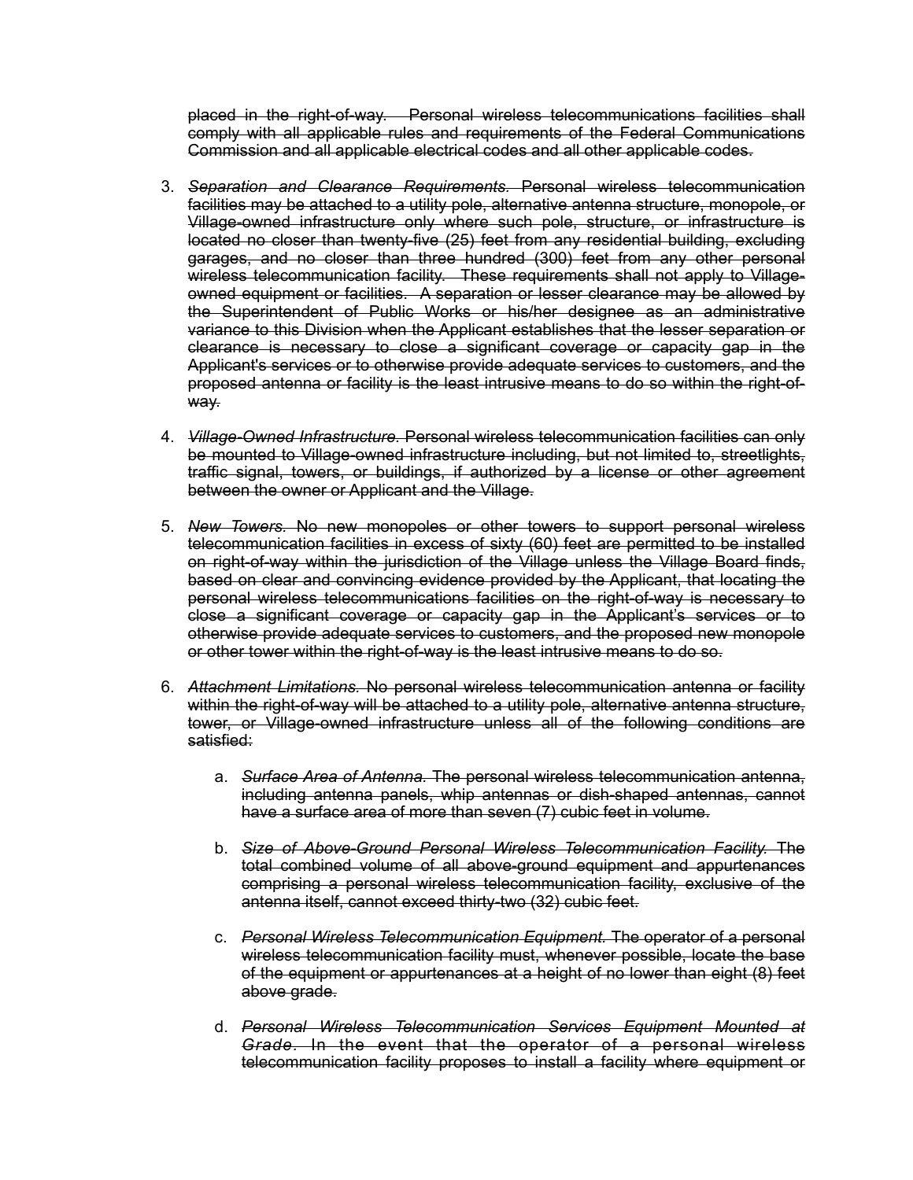~~placed in the right-of-way. Personal wireless telecommunications facilities shall comply with all applicable rules and requirements of the Federal Communications Commission and all applicable electrical codes and all other applicable codes.~~

3. ~~*Separation and Clearance Requirements.* Personal wireless telecommunication facilities may be attached to a utility pole, alternative antenna structure, monopole, or Village-owned infrastructure only where such pole, structure, or infrastructure is located no closer than twenty-five (25) feet from any residential building, excluding garages, and no closer than three hundred (300) feet from any other personal wireless telecommunication facility. These requirements shall not apply to Village-owned equipment or facilities. A separation or lesser clearance may be allowed by the Superintendent of Public Works or his/her designee as an administrative variance to this Division when the Applicant establishes that the lesser separation or clearance is necessary to close a significant coverage or capacity gap in the Applicant's services or to otherwise provide adequate services to customers, and the proposed antenna or facility is the least intrusive means to do so within the right-of-way.~~

4. ~~*Village-Owned Infrastructure.* Personal wireless telecommunication facilities can only be mounted to Village-owned infrastructure including, but not limited to, streetlights, traffic signal, towers, or buildings, if authorized by a license or other agreement between the owner or Applicant and the Village.~~

5. ~~*New Towers.* No new monopoles or other towers to support personal wireless telecommunication facilities in excess of sixty (60) feet are permitted to be installed on right-of-way within the jurisdiction of the Village unless the Village Board finds, based on clear and convincing evidence provided by the Applicant, that locating the personal wireless telecommunications facilities on the right-of-way is necessary to close a significant coverage or capacity gap in the Applicant's services or to otherwise provide adequate services to customers, and the proposed new monopole or other tower within the right-of-way is the least intrusive means to do so.~~

6. ~~*Attachment Limitations.* No personal wireless telecommunication antenna or facility within the right-of-way will be attached to a utility pole, alternative antenna structure, tower, or Village-owned infrastructure unless all of the following conditions are satisfied:~~

   a. ~~*Surface Area of Antenna.* The personal wireless telecommunication antenna, including antenna panels, whip antennas or dish-shaped antennas, cannot have a surface area of more than seven (7) cubic feet in volume.~~

   b. ~~*Size of Above-Ground Personal Wireless Telecommunication Facility.* The total combined volume of all above-ground equipment and appurtenances comprising a personal wireless telecommunication facility, exclusive of the antenna itself, cannot exceed thirty-two (32) cubic feet.~~

   c. ~~*Personal Wireless Telecommunication Equipment.* The operator of a personal wireless telecommunication facility must, whenever possible, locate the base of the equipment or appurtenances at a height of no lower than eight (8) feet above grade.~~

   d. ~~*Personal Wireless Telecommunication Services Equipment Mounted at Grade.* In the event that the operator of a personal wireless telecommunication facility proposes to install a facility where equipment or~~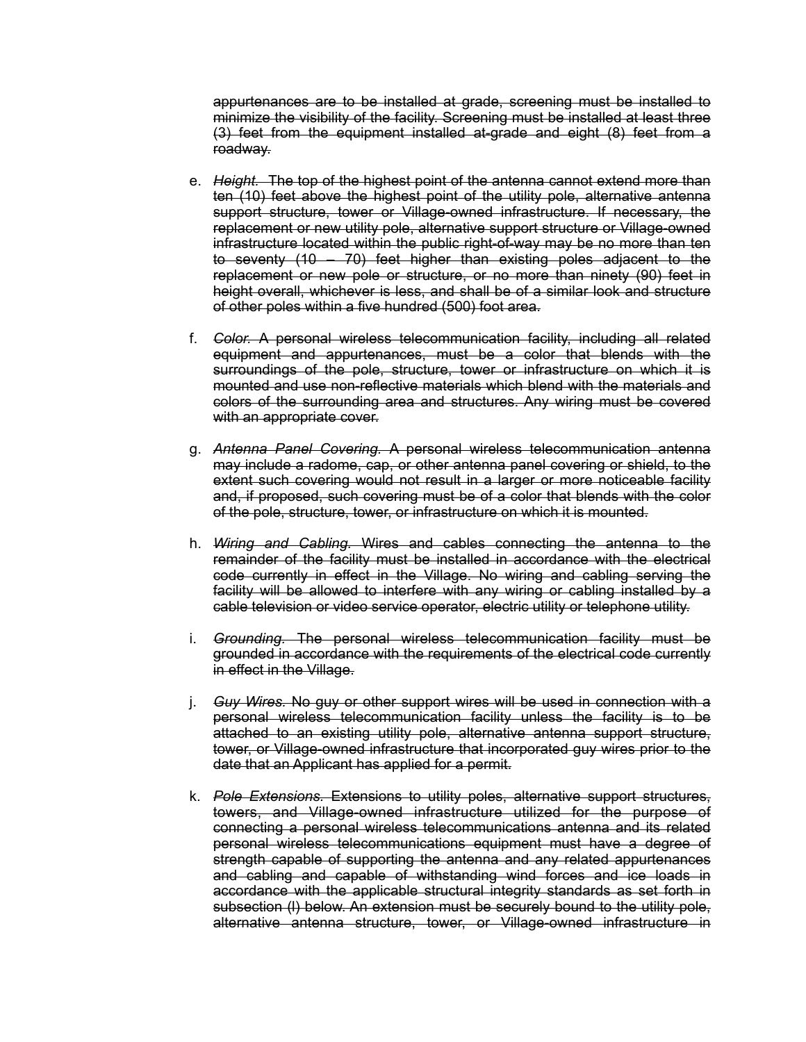~~appurtenances are to be installed at grade, screening must be installed to minimize the visibility of the facility. Screening must be installed at least three (3) feet from the equipment installed at-grade and eight (8) feet from a roadway.~~

e. ~~*Height.* The top of the highest point of the antenna cannot extend more than ten (10) feet above the highest point of the utility pole, alternative antenna support structure, tower or Village-owned infrastructure. If necessary, the replacement or new utility pole, alternative support structure or Village-owned infrastructure located within the public right-of-way may be no more than ten to seventy (10 – 70) feet higher than existing poles adjacent to the replacement or new pole or structure, or no more than ninety (90) feet in height overall, whichever is less, and shall be of a similar look and structure of other poles within a five hundred (500) foot area.~~

f. ~~*Color.* A personal wireless telecommunication facility, including all related equipment and appurtenances, must be a color that blends with the surroundings of the pole, structure, tower or infrastructure on which it is mounted and use non-reflective materials which blend with the materials and colors of the surrounding area and structures. Any wiring must be covered with an appropriate cover.~~

g. ~~*Antenna Panel Covering.* A personal wireless telecommunication antenna may include a radome, cap, or other antenna panel covering or shield, to the extent such covering would not result in a larger or more noticeable facility and, if proposed, such covering must be of a color that blends with the color of the pole, structure, tower, or infrastructure on which it is mounted.~~

h. ~~*Wiring and Cabling.* Wires and cables connecting the antenna to the remainder of the facility must be installed in accordance with the electrical code currently in effect in the Village. No wiring and cabling serving the facility will be allowed to interfere with any wiring or cabling installed by a cable television or video service operator, electric utility or telephone utility.~~

i. ~~*Grounding.* The personal wireless telecommunication facility must be grounded in accordance with the requirements of the electrical code currently in effect in the Village.~~

j. ~~*Guy Wires.* No guy or other support wires will be used in connection with a personal wireless telecommunication facility unless the facility is to be attached to an existing utility pole, alternative antenna support structure, tower, or Village-owned infrastructure that incorporated guy wires prior to the date that an Applicant has applied for a permit.~~

k. ~~*Pole Extensions.* Extensions to utility poles, alternative support structures, towers, and Village-owned infrastructure utilized for the purpose of connecting a personal wireless telecommunications antenna and its related personal wireless telecommunications equipment must have a degree of strength capable of supporting the antenna and any related appurtenances and cabling and capable of withstanding wind forces and ice loads in accordance with the applicable structural integrity standards as set forth in subsection (l) below. An extension must be securely bound to the utility pole, alternative antenna structure, tower, or Village-owned infrastructure in~~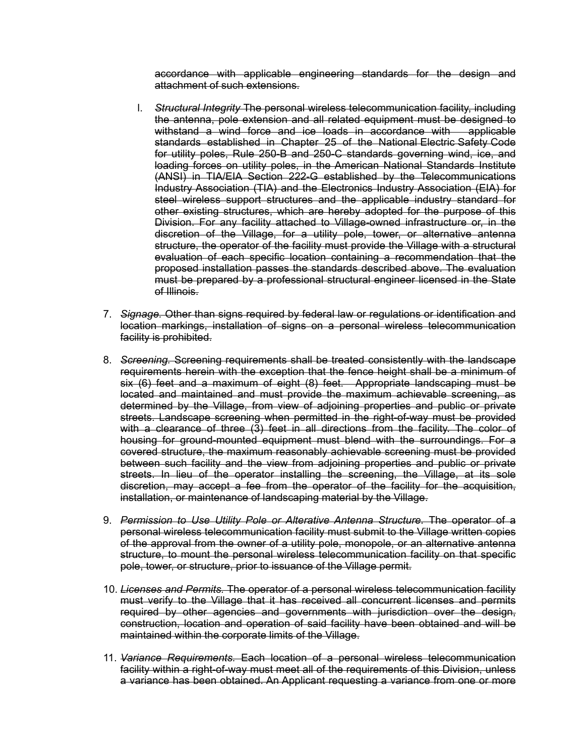~~accordance with applicable engineering standards for the design and attachment of such extensions.~~

l. ~~*Structural Integrity* The personal wireless telecommunication facility, including the antenna, pole extension and all related equipment must be designed to withstand a wind force and ice loads in accordance with applicable standards established in Chapter 25 of the National Electric Safety Code for utility poles, Rule 250-B and 250-C standards governing wind, ice, and loading forces on utility poles, in the American National Standards Institute (ANSI) in TIA/EIA Section 222-G established by the Telecommunications Industry Association (TIA) and the Electronics Industry Association (EIA) for steel wireless support structures and the applicable industry standard for other existing structures, which are hereby adopted for the purpose of this Division. For any facility attached to Village-owned infrastructure or, in the discretion of the Village, for a utility pole, tower, or alternative antenna structure, the operator of the facility must provide the Village with a structural evaluation of each specific location containing a recommendation that the proposed installation passes the standards described above. The evaluation must be prepared by a professional structural engineer licensed in the State of Illinois.~~

7. ~~*Signage.* Other than signs required by federal law or regulations or identification and location markings, installation of signs on a personal wireless telecommunication facility is prohibited.~~

8. ~~*Screening.* Screening requirements shall be treated consistently with the landscape requirements herein with the exception that the fence height shall be a minimum of six (6) feet and a maximum of eight (8) feet. Appropriate landscaping must be located and maintained and must provide the maximum achievable screening, as determined by the Village, from view of adjoining properties and public or private streets. Landscape screening when permitted in the right-of-way must be provided with a clearance of three (3) feet in all directions from the facility. The color of housing for ground-mounted equipment must blend with the surroundings. For a covered structure, the maximum reasonably achievable screening must be provided between such facility and the view from adjoining properties and public or private streets. In lieu of the operator installing the screening, the Village, at its sole discretion, may accept a fee from the operator of the facility for the acquisition, installation, or maintenance of landscaping material by the Village.~~

9. ~~*Permission to Use Utility Pole or Alterative Antenna Structure.* The operator of a personal wireless telecommunication facility must submit to the Village written copies of the approval from the owner of a utility pole, monopole, or an alternative antenna structure, to mount the personal wireless telecommunication facility on that specific pole, tower, or structure, prior to issuance of the Village permit.~~

10. ~~*Licenses and Permits.* The operator of a personal wireless telecommunication facility must verify to the Village that it has received all concurrent licenses and permits required by other agencies and governments with jurisdiction over the design, construction, location and operation of said facility have been obtained and will be maintained within the corporate limits of the Village.~~

11. ~~*Variance Requirements.* Each location of a personal wireless telecommunication facility within a right-of-way must meet all of the requirements of this Division, unless a variance has been obtained. An Applicant requesting a variance from one or more~~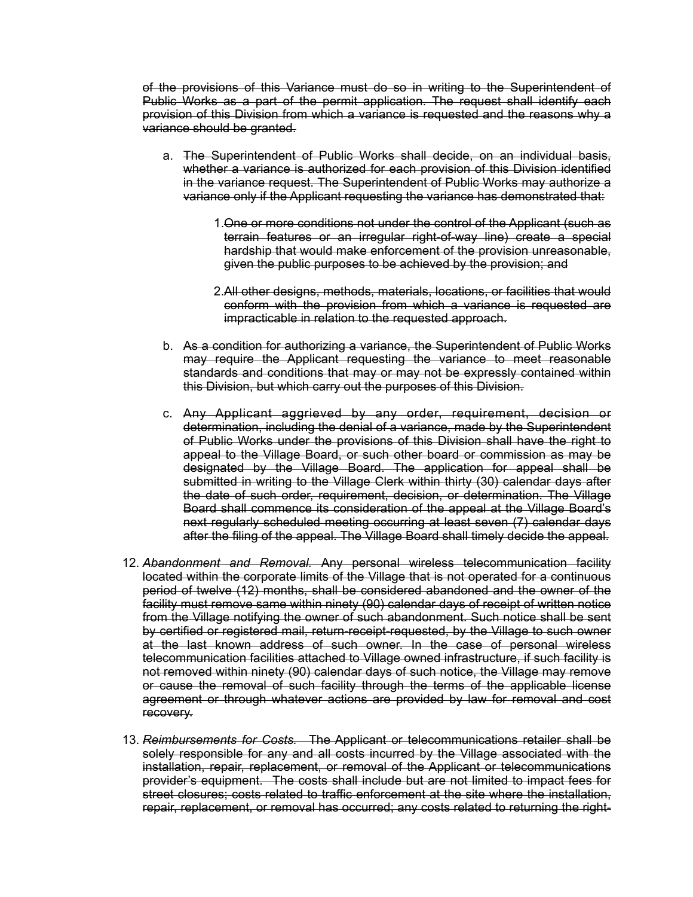~~of the provisions of this Variance must do so in writing to the Superintendent of Public Works as a part of the permit application. The request shall identify each provision of this Division from which a variance is requested and the reasons why a variance should be granted.~~

a. ~~The Superintendent of Public Works shall decide, on an individual basis, whether a variance is authorized for each provision of this Division identified in the variance request. The Superintendent of Public Works may authorize a variance only if the Applicant requesting the variance has demonstrated that:~~

   1. ~~One or more conditions not under the control of the Applicant (such as terrain features or an irregular right-of-way line) create a special hardship that would make enforcement of the provision unreasonable, given the public purposes to be achieved by the provision; and~~

   2. ~~All other designs, methods, materials, locations, or facilities that would conform with the provision from which a variance is requested are impracticable in relation to the requested approach.~~

b. ~~As a condition for authorizing a variance, the Superintendent of Public Works may require the Applicant requesting the variance to meet reasonable standards and conditions that may or may not be expressly contained within this Division, but which carry out the purposes of this Division.~~

c. ~~Any Applicant aggrieved by any order, requirement, decision or determination, including the denial of a variance, made by the Superintendent of Public Works under the provisions of this Division shall have the right to appeal to the Village Board, or such other board or commission as may be designated by the Village Board. The application for appeal shall be submitted in writing to the Village Clerk within thirty (30) calendar days after the date of such order, requirement, decision, or determination. The Village Board shall commence its consideration of the appeal at the Village Board's next regularly scheduled meeting occurring at least seven (7) calendar days after the filing of the appeal. The Village Board shall timely decide the appeal.~~

12. ~~*Abandonment and Removal.* Any personal wireless telecommunication facility located within the corporate limits of the Village that is not operated for a continuous period of twelve (12) months, shall be considered abandoned and the owner of the facility must remove same within ninety (90) calendar days of receipt of written notice from the Village notifying the owner of such abandonment. Such notice shall be sent by certified or registered mail, return-receipt-requested, by the Village to such owner at the last known address of such owner. In the case of personal wireless telecommunication facilities attached to Village owned infrastructure, if such facility is not removed within ninety (90) calendar days of such notice, the Village may remove or cause the removal of such facility through the terms of the applicable license agreement or through whatever actions are provided by law for removal and cost recovery.~~

13. ~~*Reimbursements for Costs.* The Applicant or telecommunications retailer shall be solely responsible for any and all costs incurred by the Village associated with the installation, repair, replacement, or removal of the Applicant or telecommunications provider's equipment. The costs shall include but are not limited to impact fees for street closures; costs related to traffic enforcement at the site where the installation, repair, replacement, or removal has occurred; any costs related to returning the right-~~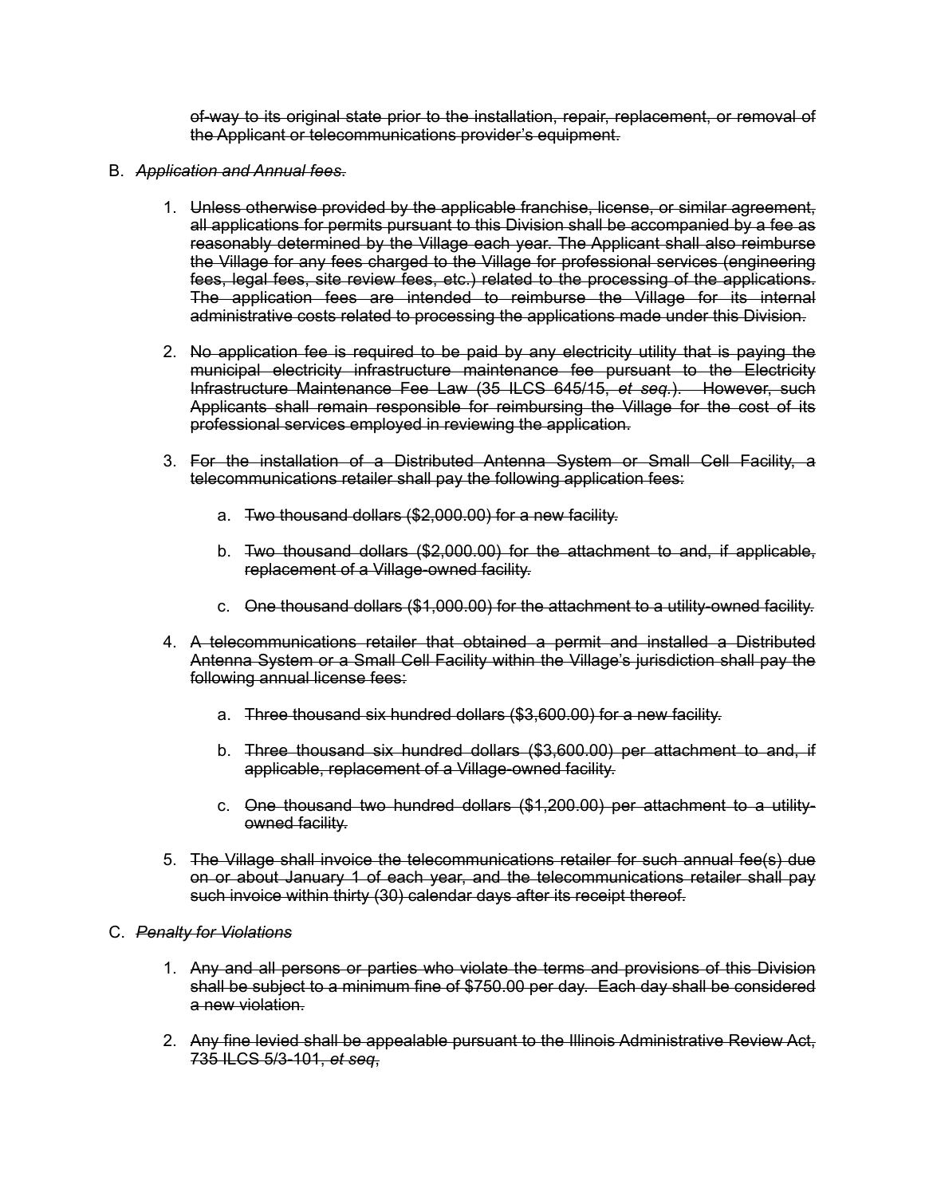~~of-way to its original state prior to the installation, repair, replacement, or removal of the Applicant or telecommunications provider's equipment.~~

B. ~~*Application and Annual fees*.~~

1. ~~Unless otherwise provided by the applicable franchise, license, or similar agreement, all applications for permits pursuant to this Division shall be accompanied by a fee as reasonably determined by the Village each year. The Applicant shall also reimburse the Village for any fees charged to the Village for professional services (engineering fees, legal fees, site review fees, etc.) related to the processing of the applications. The application fees are intended to reimburse the Village for its internal administrative costs related to processing the applications made under this Division.~~

2. ~~No application fee is required to be paid by any electricity utility that is paying the municipal electricity infrastructure maintenance fee pursuant to the Electricity Infrastructure Maintenance Fee Law (35 ILCS 645/15, *et seq.*). However, such Applicants shall remain responsible for reimbursing the Village for the cost of its professional services employed in reviewing the application.~~

3. ~~For the installation of a Distributed Antenna System or Small Cell Facility, a telecommunications retailer shall pay the following application fees:~~

   a. ~~Two thousand dollars ($2,000.00) for a new facility.~~

   b. ~~Two thousand dollars ($2,000.00) for the attachment to and, if applicable, replacement of a Village-owned facility.~~

   c. ~~One thousand dollars ($1,000.00) for the attachment to a utility-owned facility.~~

4. ~~A telecommunications retailer that obtained a permit and installed a Distributed Antenna System or a Small Cell Facility within the Village's jurisdiction shall pay the following annual license fees:~~

   a. ~~Three thousand six hundred dollars ($3,600.00) for a new facility.~~

   b. ~~Three thousand six hundred dollars ($3,600.00) per attachment to and, if applicable, replacement of a Village-owned facility.~~

   c. ~~One thousand two hundred dollars ($1,200.00) per attachment to a utility-owned facility.~~

5. ~~The Village shall invoice the telecommunications retailer for such annual fee(s) due on or about January 1 of each year, and the telecommunications retailer shall pay such invoice within thirty (30) calendar days after its receipt thereof.~~

C. ~~*Penalty for Violations*~~

1. ~~Any and all persons or parties who violate the terms and provisions of this Division shall be subject to a minimum fine of $750.00 per day. Each day shall be considered a new violation.~~

2. ~~Any fine levied shall be appealable pursuant to the Illinois Administrative Review Act, 735 ILCS 5/3-101, *et seq*,~~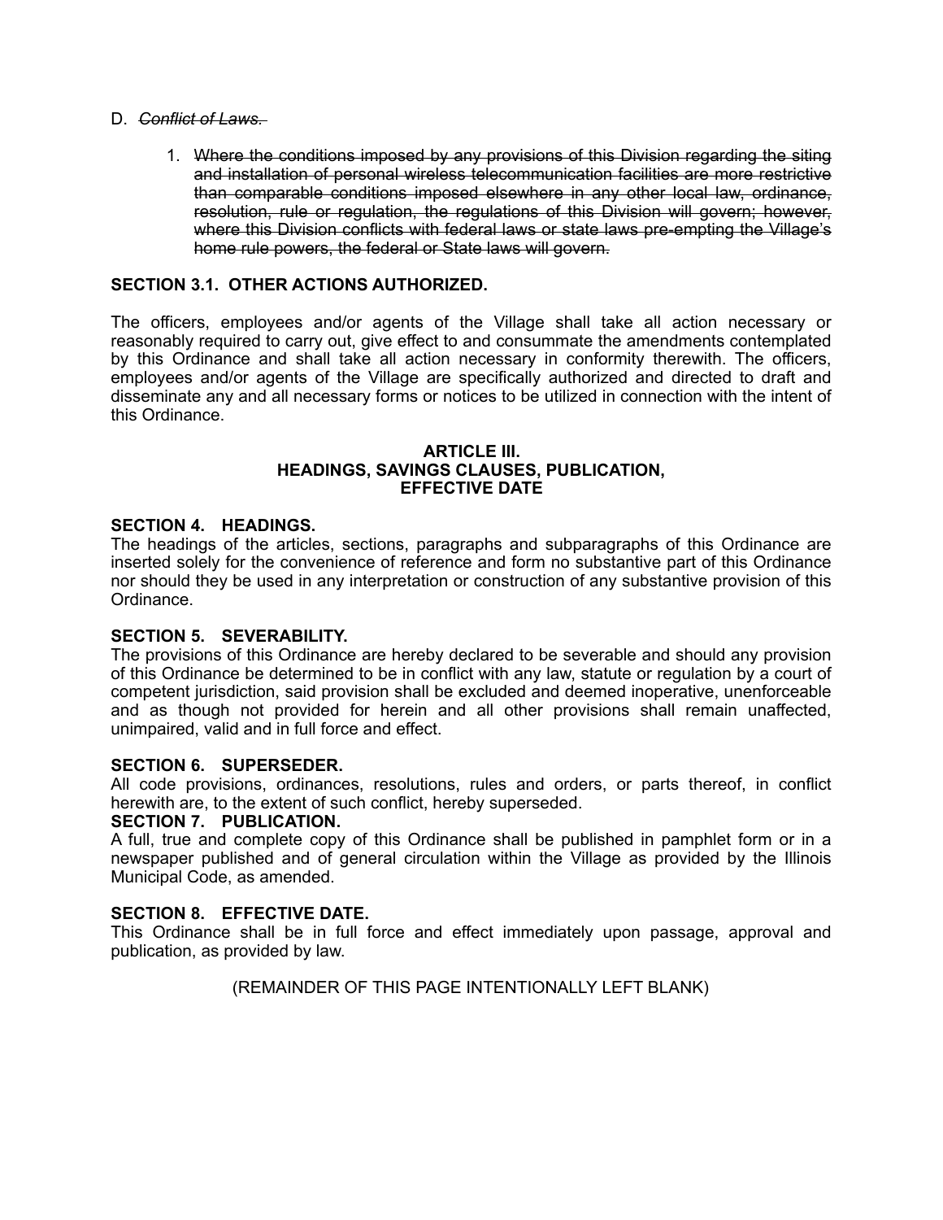D. ~~*Conflict of Laws.*~~

1. ~~Where the conditions imposed by any provisions of this Division regarding the siting and installation of personal wireless telecommunication facilities are more restrictive than comparable conditions imposed elsewhere in any other local law, ordinance, resolution, rule or regulation, the regulations of this Division will govern; however, where this Division conflicts with federal laws or state laws pre-empting the Village's home rule powers, the federal or State laws will govern.~~

**SECTION 3.1. OTHER ACTIONS AUTHORIZED.**

The officers, employees and/or agents of the Village shall take all action necessary or reasonably required to carry out, give effect to and consummate the amendments contemplated by this Ordinance and shall take all action necessary in conformity therewith. The officers, employees and/or agents of the Village are specifically authorized and directed to draft and disseminate any and all necessary forms or notices to be utilized in connection with the intent of this Ordinance.

## ARTICLE III.
## HEADINGS, SAVINGS CLAUSES, PUBLICATION, EFFECTIVE DATE

**SECTION 4. HEADINGS.**
The headings of the articles, sections, paragraphs and subparagraphs of this Ordinance are inserted solely for the convenience of reference and form no substantive part of this Ordinance nor should they be used in any interpretation or construction of any substantive provision of this Ordinance.

**SECTION 5. SEVERABILITY.**
The provisions of this Ordinance are hereby declared to be severable and should any provision of this Ordinance be determined to be in conflict with any law, statute or regulation by a court of competent jurisdiction, said provision shall be excluded and deemed inoperative, unenforceable and as though not provided for herein and all other provisions shall remain unaffected, unimpaired, valid and in full force and effect.

**SECTION 6. SUPERSEDER.**
All code provisions, ordinances, resolutions, rules and orders, or parts thereof, in conflict herewith are, to the extent of such conflict, hereby superseded.

**SECTION 7. PUBLICATION.**
A full, true and complete copy of this Ordinance shall be published in pamphlet form or in a newspaper published and of general circulation within the Village as provided by the Illinois Municipal Code, as amended.

**SECTION 8. EFFECTIVE DATE.**
This Ordinance shall be in full force and effect immediately upon passage, approval and publication, as provided by law.

(REMAINDER OF THIS PAGE INTENTIONALLY LEFT BLANK)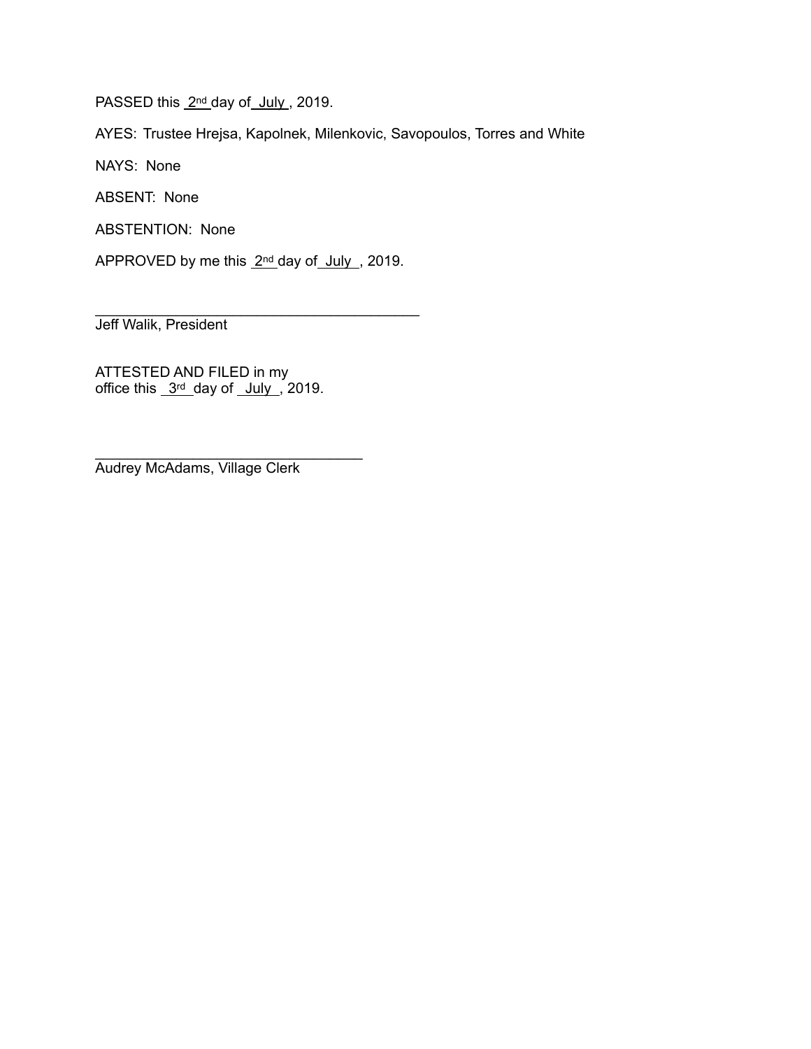PASSED this 2nd day of July, 2019.

AYES: Trustee Hrejsa, Kapolnek, Milenkovic, Savopoulos, Torres and White

NAYS: None

ABSENT: None

ABSTENTION: None

APPROVED by me this 2nd day of July, 2019.

\_\_\_\_\_\_\_\_\_\_\_\_\_\_\_\_\_\_\_\_\_\_\_\_\_\_\_\_\_\_\_\_\_\_\_\_\_\_\_\_

Jeff Walik, President

ATTESTED AND FILED in my
office this 3rd day of July, 2019.

\_\_\_\_\_\_\_\_\_\_\_\_\_\_\_\_\_\_\_\_\_\_\_\_\_\_\_\_\_\_\_\_\_

Audrey McAdams, Village Clerk